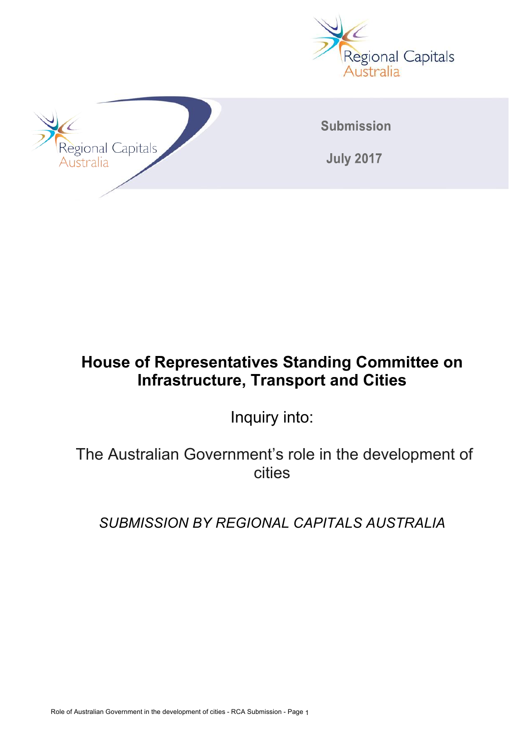Regional Capitals Australia

Regional Capitals Australia

**Submission**

**July 2017**

# House of Representatives Standing Committee on Infrastructure, Transport and Cities

Inquiry into:

The Australian Government's role in the development of cities

*SUBMISSION BY REGIONAL CAPITALS AUSTRALIA*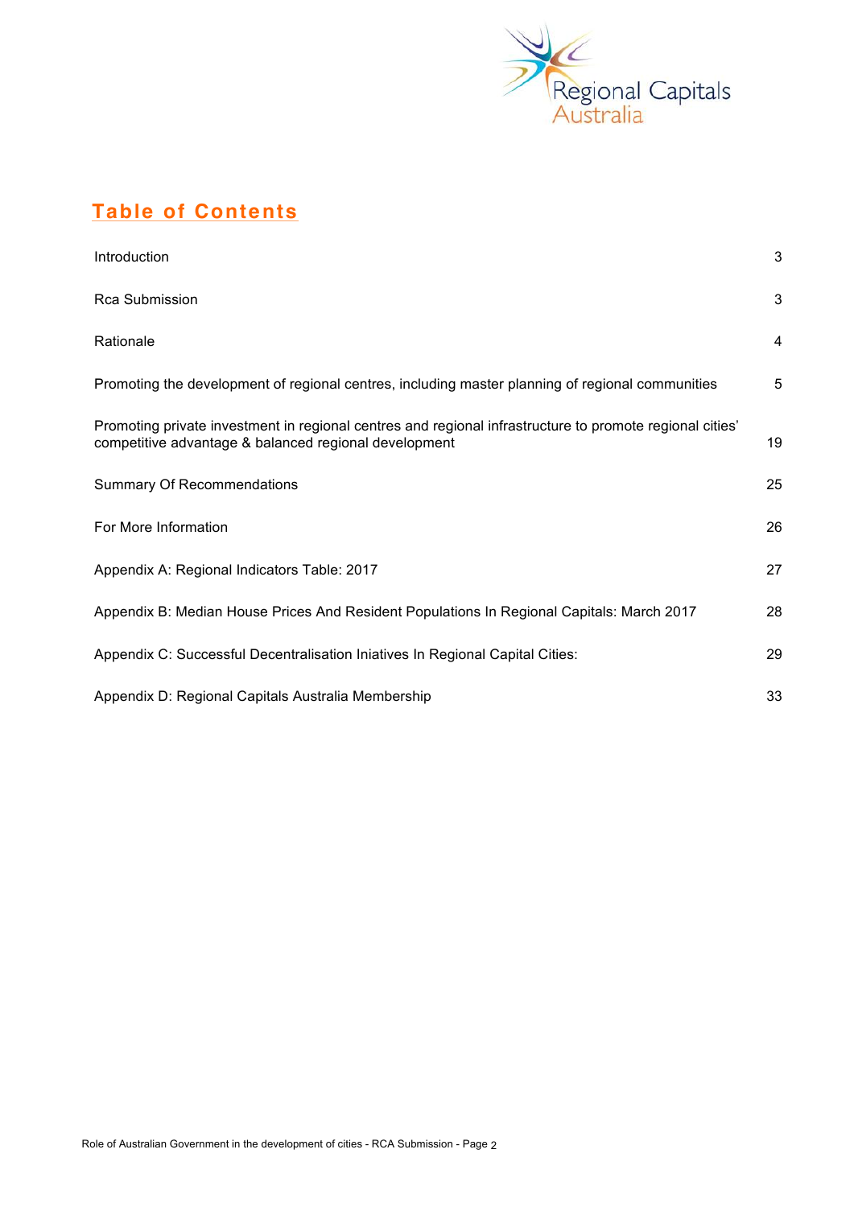## Table of Contents

| | |
|---|---|
| Introduction | 3 |
| Rca Submission | 3 |
| Rationale | 4 |
| Promoting the development of regional centres, including master planning of regional communities | 5 |
| Promoting private investment in regional centres and regional infrastructure to promote regional cities' competitive advantage & balanced regional development | 19 |
| Summary Of Recommendations | 25 |
| For More Information | 26 |
| Appendix A: Regional Indicators Table: 2017 | 27 |
| Appendix B: Median House Prices And Resident Populations In Regional Capitals: March 2017 | 28 |
| Appendix C: Successful Decentralisation Iniatives In Regional Capital Cities: | 29 |
| Appendix D: Regional Capitals Australia Membership | 33 |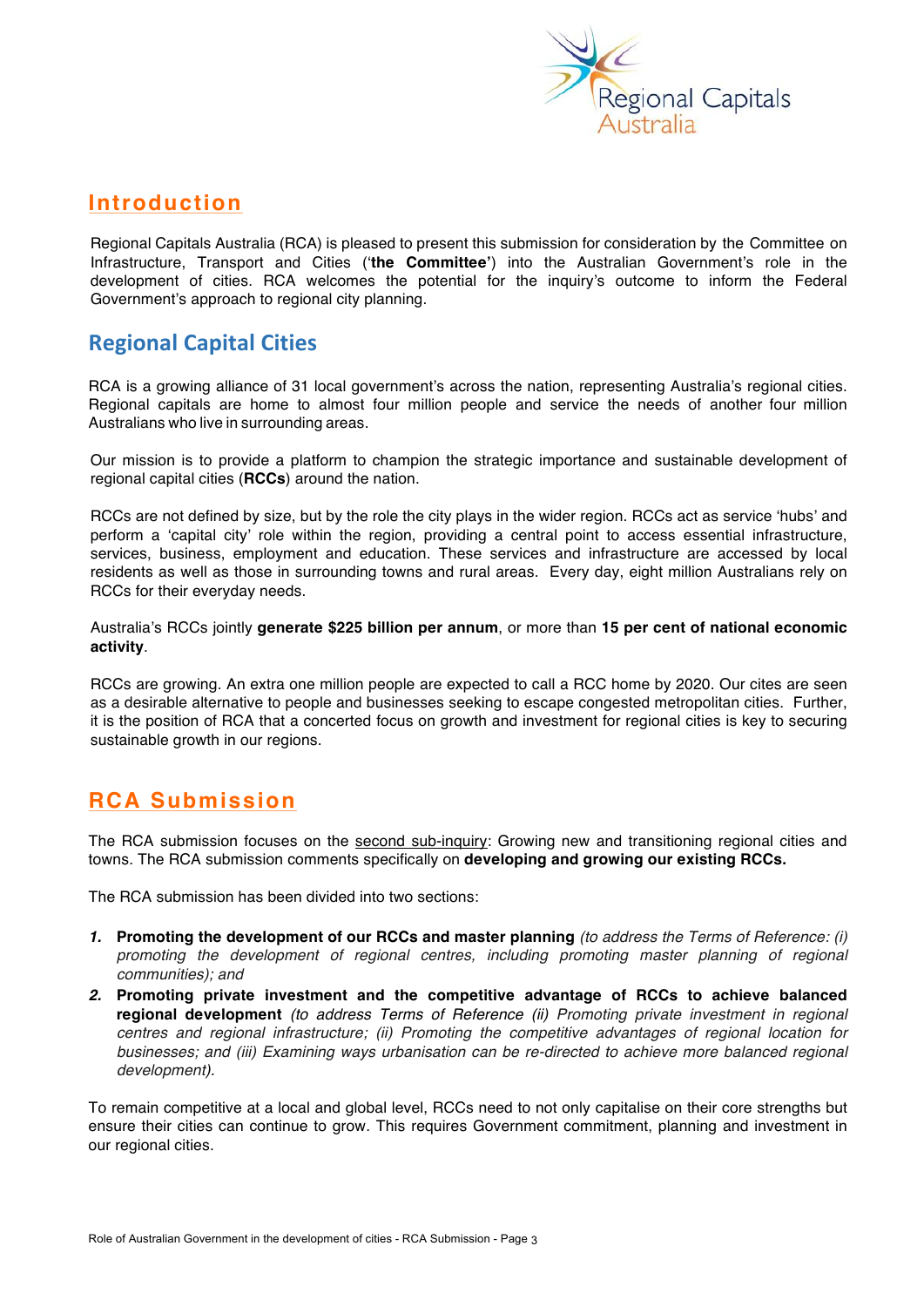## Introduction

Regional Capitals Australia (RCA) is pleased to present this submission for consideration by the Committee on Infrastructure, Transport and Cities ('**the Committee'**) into the Australian Government's role in the development of cities. RCA welcomes the potential for the inquiry's outcome to inform the Federal Government's approach to regional city planning.

## Regional Capital Cities

RCA is a growing alliance of 31 local government's across the nation, representing Australia's regional cities. Regional capitals are home to almost four million people and service the needs of another four million Australians who live in surrounding areas.

Our mission is to provide a platform to champion the strategic importance and sustainable development of regional capital cities (**RCCs**) around the nation.

RCCs are not defined by size, but by the role the city plays in the wider region. RCCs act as service 'hubs' and perform a 'capital city' role within the region, providing a central point to access essential infrastructure, services, business, employment and education. These services and infrastructure are accessed by local residents as well as those in surrounding towns and rural areas. Every day, eight million Australians rely on RCCs for their everyday needs.

Australia's RCCs jointly **generate $225 billion per annum**, or more than **15 per cent of national economic activity**.

RCCs are growing. An extra one million people are expected to call a RCC home by 2020. Our cites are seen as a desirable alternative to people and businesses seeking to escape congested metropolitan cities. Further, it is the position of RCA that a concerted focus on growth and investment for regional cities is key to securing sustainable growth in our regions.

## RCA Submission

The RCA submission focuses on the second sub-inquiry: Growing new and transitioning regional cities and towns. The RCA submission comments specifically on **developing and growing our existing RCCs.**

The RCA submission has been divided into two sections:

1. **Promoting the development of our RCCs and master planning** *(to address the Terms of Reference: (i) promoting the development of regional centres, including promoting master planning of regional communities); and*
2. **Promoting private investment and the competitive advantage of RCCs to achieve balanced regional development** *(to address Terms of Reference (ii) Promoting private investment in regional centres and regional infrastructure; (ii) Promoting the competitive advantages of regional location for businesses; and (iii) Examining ways urbanisation can be re-directed to achieve more balanced regional development).*

To remain competitive at a local and global level, RCCs need to not only capitalise on their core strengths but ensure their cities can continue to grow. This requires Government commitment, planning and investment in our regional cities.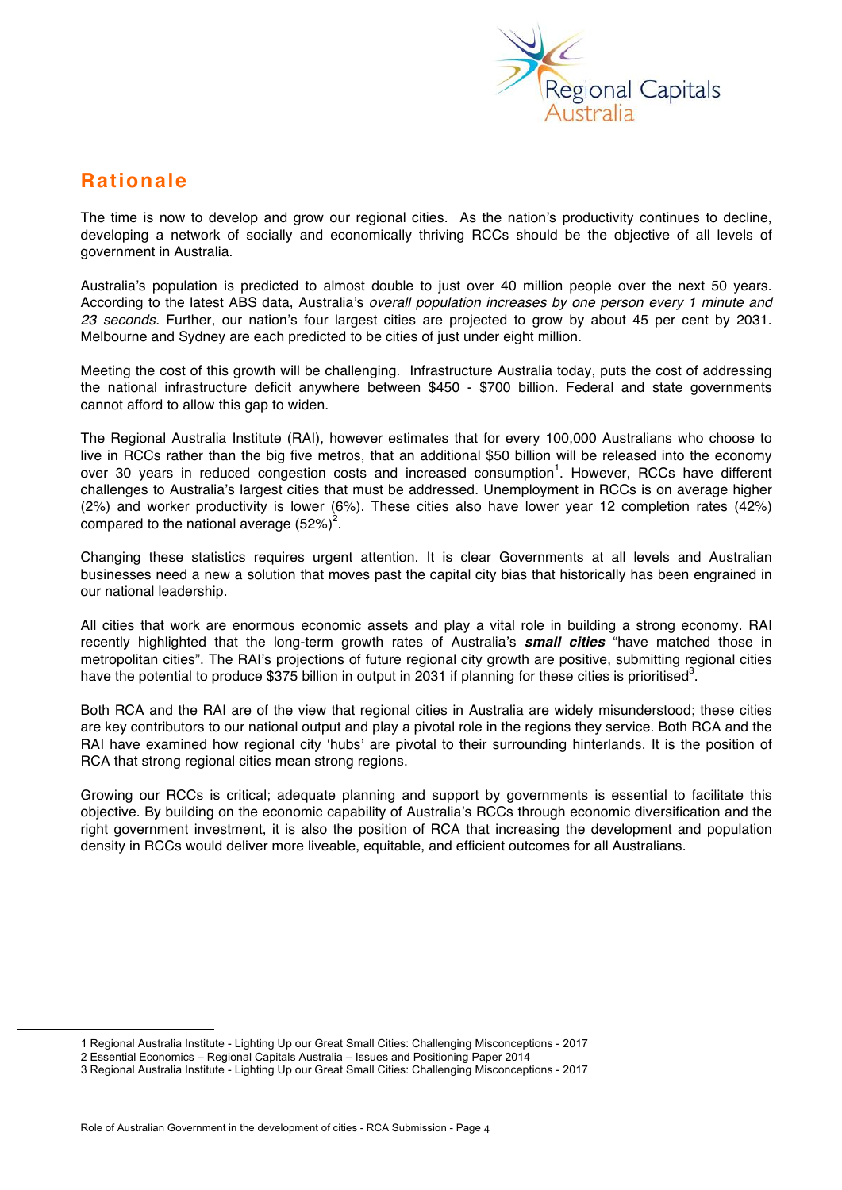## Rationale

The time is now to develop and grow our regional cities. As the nation's productivity continues to decline, developing a network of socially and economically thriving RCCs should be the objective of all levels of government in Australia.

Australia's population is predicted to almost double to just over 40 million people over the next 50 years. According to the latest ABS data, Australia's *overall population increases by one person every 1 minute and 23 seconds.* Further, our nation's four largest cities are projected to grow by about 45 per cent by 2031. Melbourne and Sydney are each predicted to be cities of just under eight million.

Meeting the cost of this growth will be challenging. Infrastructure Australia today, puts the cost of addressing the national infrastructure deficit anywhere between \$450 - \$700 billion. Federal and state governments cannot afford to allow this gap to widen.

The Regional Australia Institute (RAI), however estimates that for every 100,000 Australians who choose to live in RCCs rather than the big five metros, that an additional \$50 billion will be released into the economy over 30 years in reduced congestion costs and increased consumption[1]. However, RCCs have different challenges to Australia's largest cities that must be addressed. Unemployment in RCCs is on average higher (2%) and worker productivity is lower (6%). These cities also have lower year 12 completion rates (42%) compared to the national average (52%)[2].

Changing these statistics requires urgent attention. It is clear Governments at all levels and Australian businesses need a new a solution that moves past the capital city bias that historically has been engrained in our national leadership.

All cities that work are enormous economic assets and play a vital role in building a strong economy. RAI recently highlighted that the long-term growth rates of Australia's ***small cities*** "have matched those in metropolitan cities". The RAI's projections of future regional city growth are positive, submitting regional cities have the potential to produce \$375 billion in output in 2031 if planning for these cities is prioritised[3].

Both RCA and the RAI are of the view that regional cities in Australia are widely misunderstood; these cities are key contributors to our national output and play a pivotal role in the regions they service. Both RCA and the RAI have examined how regional city 'hubs' are pivotal to their surrounding hinterlands. It is the position of RCA that strong regional cities mean strong regions.

Growing our RCCs is critical; adequate planning and support by governments is essential to facilitate this objective. By building on the economic capability of Australia's RCCs through economic diversification and the right government investment, it is also the position of RCA that increasing the development and population density in RCCs would deliver more liveable, equitable, and efficient outcomes for all Australians.

---

1 Regional Australia Institute - Lighting Up our Great Small Cities: Challenging Misconceptions - 2017
2 Essential Economics – Regional Capitals Australia – Issues and Positioning Paper 2014
3 Regional Australia Institute - Lighting Up our Great Small Cities: Challenging Misconceptions - 2017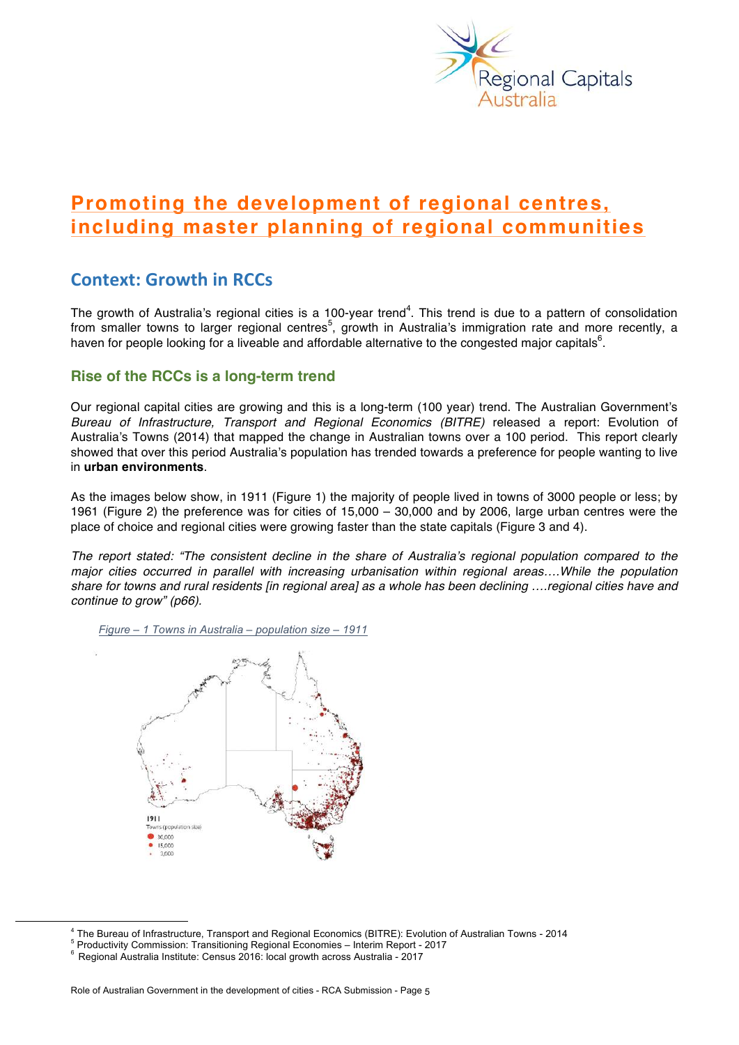# Promoting the development of regional centres, including master planning of regional communities

## Context: Growth in RCCs

The growth of Australia's regional cities is a 100-year trend[4]. This trend is due to a pattern of consolidation from smaller towns to larger regional centres[5], growth in Australia's immigration rate and more recently, a haven for people looking for a liveable and affordable alternative to the congested major capitals[6].

### Rise of the RCCs is a long-term trend

Our regional capital cities are growing and this is a long-term (100 year) trend. The Australian Government's *Bureau of Infrastructure, Transport and Regional Economics (BITRE)* released a report: Evolution of Australia's Towns (2014) that mapped the change in Australian towns over a 100 period. This report clearly showed that over this period Australia's population has trended towards a preference for people wanting to live in **urban environments**.

As the images below show, in 1911 (Figure 1) the majority of people lived in towns of 3000 people or less; by 1961 (Figure 2) the preference was for cities of 15,000 – 30,000 and by 2006, large urban centres were the place of choice and regional cities were growing faster than the state capitals (Figure 3 and 4).

*The report stated: "The consistent decline in the share of Australia's regional population compared to the major cities occurred in parallel with increasing urbanisation within regional areas….While the population share for towns and rural residents [in regional area] as a whole has been declining ….regional cities have and continue to grow" (p66).*

*Figure – 1 Towns in Australia – population size – 1911*

1911
Towns (population size)
30,000
15,000
3,000

---

[4] The Bureau of Infrastructure, Transport and Regional Economics (BITRE): Evolution of Australian Towns - 2014
[5] Productivity Commission: Transitioning Regional Economies – Interim Report - 2017
[6] Regional Australia Institute: Census 2016: local growth across Australia - 2017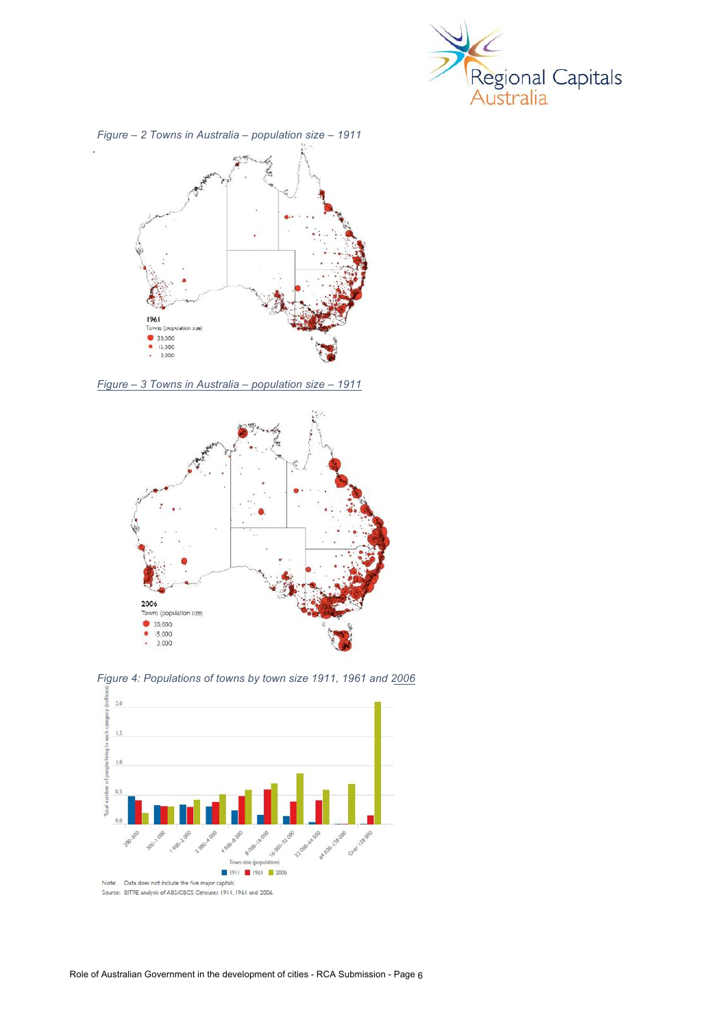*Figure – 2 Towns in Australia – population size – 1911*

1961
Towns (population size)
30,000
15,000
3,000

*Figure – 3 Towns in Australia – population size – 1911*

2006
Towns (population size)
30,000
15,000
3,000

*Figure 4: Populations of towns by town size 1911, 1961 and 2006*

Note: Data does not include the five major capitals.
Source: BITRE analysis of ABS/CBCS Censuses 1911, 1961 and 2006.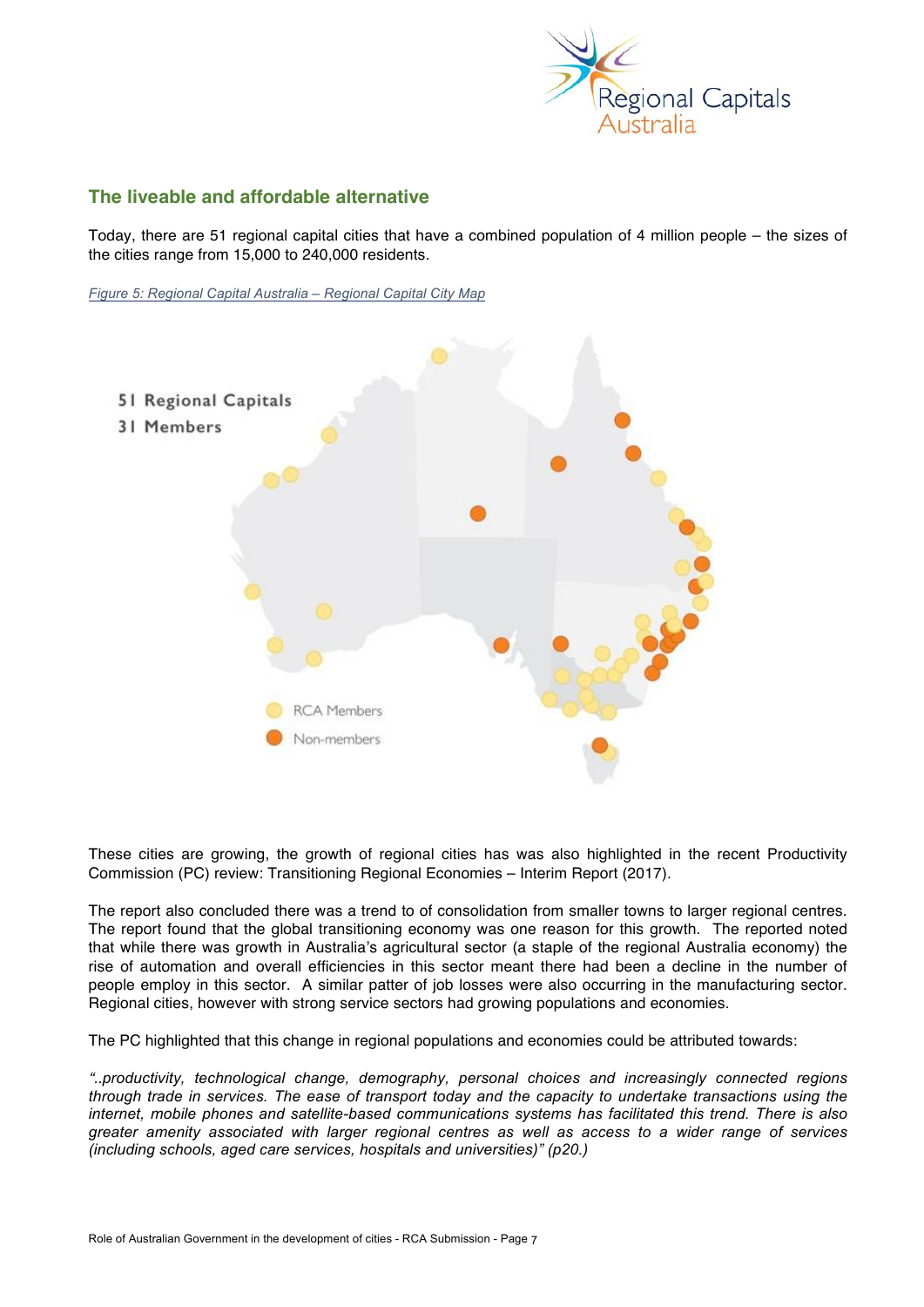## The liveable and affordable alternative

Today, there are 51 regional capital cities that have a combined population of 4 million people – the sizes of the cities range from 15,000 to 240,000 residents.

*Figure 5: Regional Capital Australia – Regional Capital City Map*

These cities are growing, the growth of regional cities has was also highlighted in the recent Productivity Commission (PC) review: Transitioning Regional Economies – Interim Report (2017).

The report also concluded there was a trend to of consolidation from smaller towns to larger regional centres. The report found that the global transitioning economy was one reason for this growth. The reported noted that while there was growth in Australia's agricultural sector (a staple of the regional Australia economy) the rise of automation and overall efficiencies in this sector meant there had been a decline in the number of people employ in this sector. A similar patter of job losses were also occurring in the manufacturing sector. Regional cities, however with strong service sectors had growing populations and economies.

The PC highlighted that this change in regional populations and economies could be attributed towards:

*"..productivity, technological change, demography, personal choices and increasingly connected regions through trade in services. The ease of transport today and the capacity to undertake transactions using the internet, mobile phones and satellite-based communications systems has facilitated this trend. There is also greater amenity associated with larger regional centres as well as access to a wider range of services (including schools, aged care services, hospitals and universities)" (p20.)*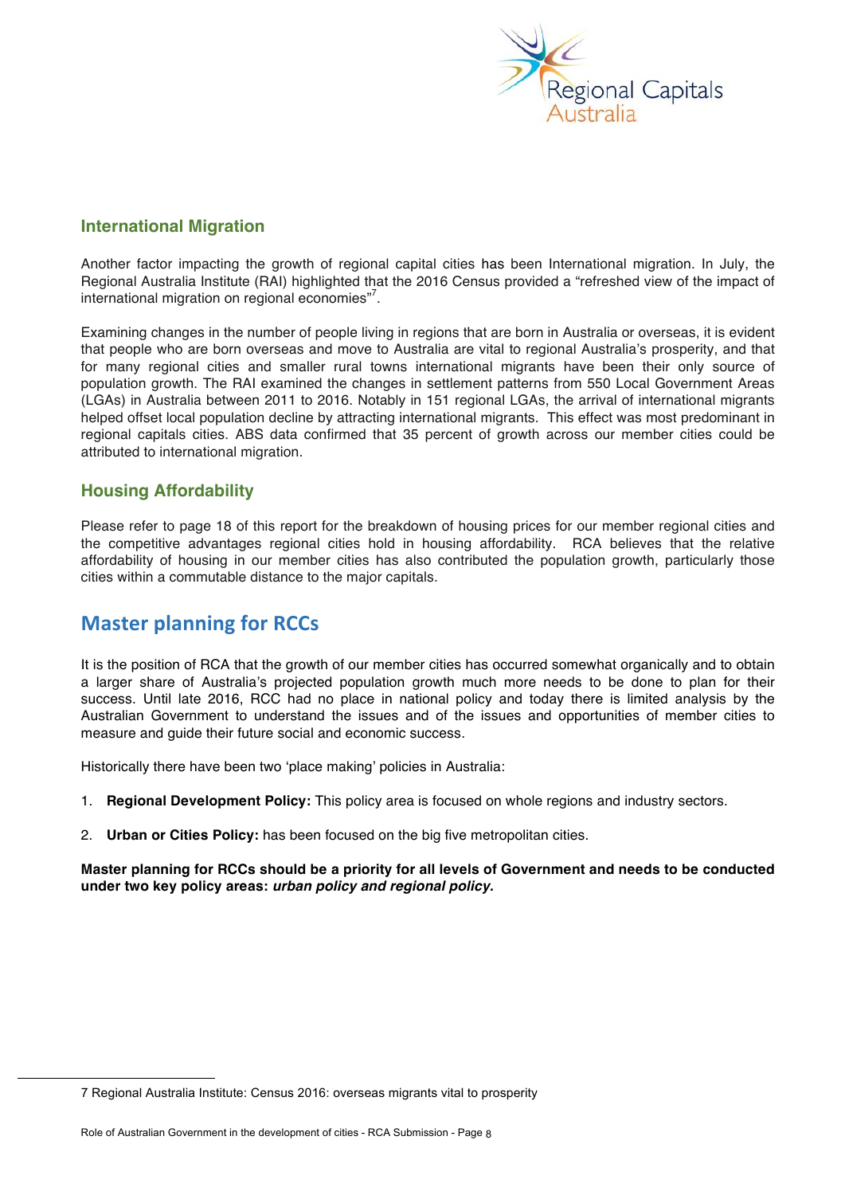### International Migration

Another factor impacting the growth of regional capital cities has been International migration. In July, the Regional Australia Institute (RAI) highlighted that the 2016 Census provided a "refreshed view of the impact of international migration on regional economies"[7].

Examining changes in the number of people living in regions that are born in Australia or overseas, it is evident that people who are born overseas and move to Australia are vital to regional Australia's prosperity, and that for many regional cities and smaller rural towns international migrants have been their only source of population growth. The RAI examined the changes in settlement patterns from 550 Local Government Areas (LGAs) in Australia between 2011 to 2016. Notably in 151 regional LGAs, the arrival of international migrants helped offset local population decline by attracting international migrants. This effect was most predominant in regional capitals cities. ABS data confirmed that 35 percent of growth across our member cities could be attributed to international migration.

### Housing Affordability

Please refer to page 18 of this report for the breakdown of housing prices for our member regional cities and the competitive advantages regional cities hold in housing affordability. RCA believes that the relative affordability of housing in our member cities has also contributed the population growth, particularly those cities within a commutable distance to the major capitals.

## Master planning for RCCs

It is the position of RCA that the growth of our member cities has occurred somewhat organically and to obtain a larger share of Australia's projected population growth much more needs to be done to plan for their success. Until late 2016, RCC had no place in national policy and today there is limited analysis by the Australian Government to understand the issues and of the issues and opportunities of member cities to measure and guide their future social and economic success.

Historically there have been two 'place making' policies in Australia:

1. **Regional Development Policy:** This policy area is focused on whole regions and industry sectors.
2. **Urban or Cities Policy:** has been focused on the big five metropolitan cities.

**Master planning for RCCs should be a priority for all levels of Government and needs to be conducted under two key policy areas: *urban policy and regional policy.***

---

7 Regional Australia Institute: Census 2016: overseas migrants vital to prosperity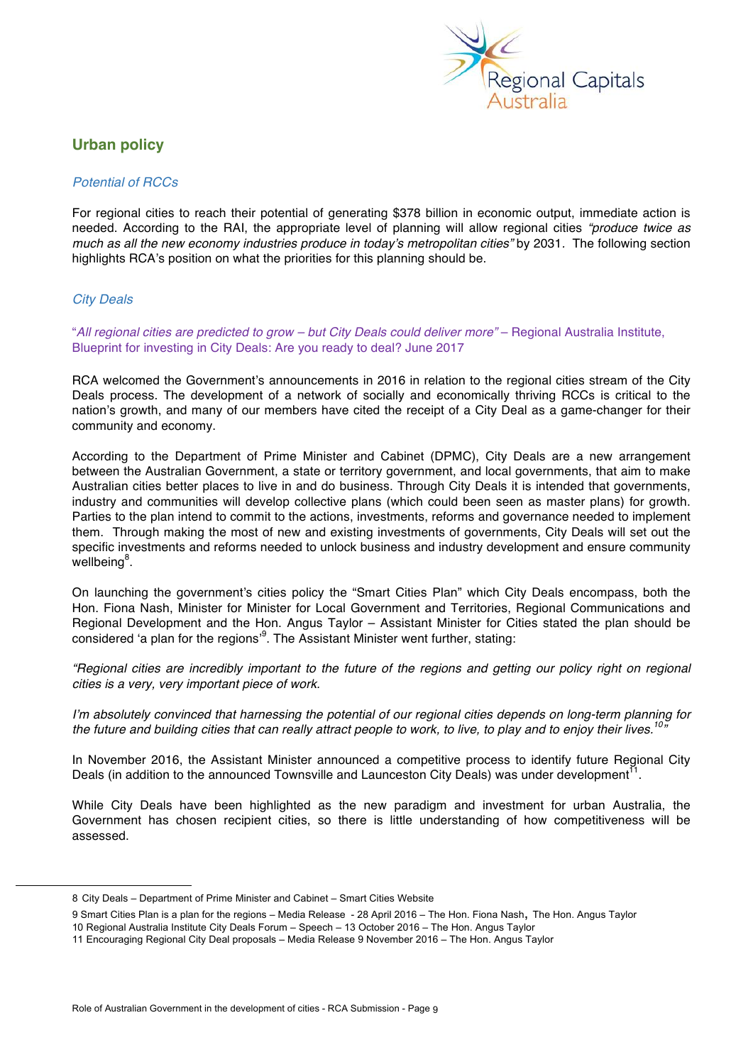## Urban policy

*Potential of RCCs*

For regional cities to reach their potential of generating $378 billion in economic output, immediate action is needed. According to the RAI, the appropriate level of planning will allow regional cities *"produce twice as much as all the new economy industries produce in today's metropolitan cities"* by 2031. The following section highlights RCA's position on what the priorities for this planning should be.

*City Deals*

"*All regional cities are predicted to grow – but City Deals could deliver more"* – Regional Australia Institute, Blueprint for investing in City Deals: Are you ready to deal? June 2017

RCA welcomed the Government's announcements in 2016 in relation to the regional cities stream of the City Deals process. The development of a network of socially and economically thriving RCCs is critical to the nation's growth, and many of our members have cited the receipt of a City Deal as a game-changer for their community and economy.

According to the Department of Prime Minister and Cabinet (DPMC), City Deals are a new arrangement between the Australian Government, a state or territory government, and local governments, that aim to make Australian cities better places to live in and do business. Through City Deals it is intended that governments, industry and communities will develop collective plans (which could been seen as master plans) for growth. Parties to the plan intend to commit to the actions, investments, reforms and governance needed to implement them. Through making the most of new and existing investments of governments, City Deals will set out the specific investments and reforms needed to unlock business and industry development and ensure community wellbeing[8].

On launching the government's cities policy the "Smart Cities Plan" which City Deals encompass, both the Hon. Fiona Nash, Minister for Minister for Local Government and Territories, Regional Communications and Regional Development and the Hon. Angus Taylor – Assistant Minister for Cities stated the plan should be considered 'a plan for the regions'[9]. The Assistant Minister went further, stating:

*"Regional cities are incredibly important to the future of the regions and getting our policy right on regional cities is a very, very important piece of work.*

*I'm absolutely convinced that harnessing the potential of our regional cities depends on long-term planning for the future and building cities that can really attract people to work, to live, to play and to enjoy their lives.[10]"*

In November 2016, the Assistant Minister announced a competitive process to identify future Regional City Deals (in addition to the announced Townsville and Launceston City Deals) was under development[11].

While City Deals have been highlighted as the new paradigm and investment for urban Australia, the Government has chosen recipient cities, so there is little understanding of how competitiveness will be assessed.

---

8 City Deals – Department of Prime Minister and Cabinet – Smart Cities Website

9 Smart Cities Plan is a plan for the regions – Media Release - 28 April 2016 – The Hon. Fiona Nash, The Hon. Angus Taylor

10 Regional Australia Institute City Deals Forum – Speech – 13 October 2016 – The Hon. Angus Taylor

11 Encouraging Regional City Deal proposals – Media Release 9 November 2016 – The Hon. Angus Taylor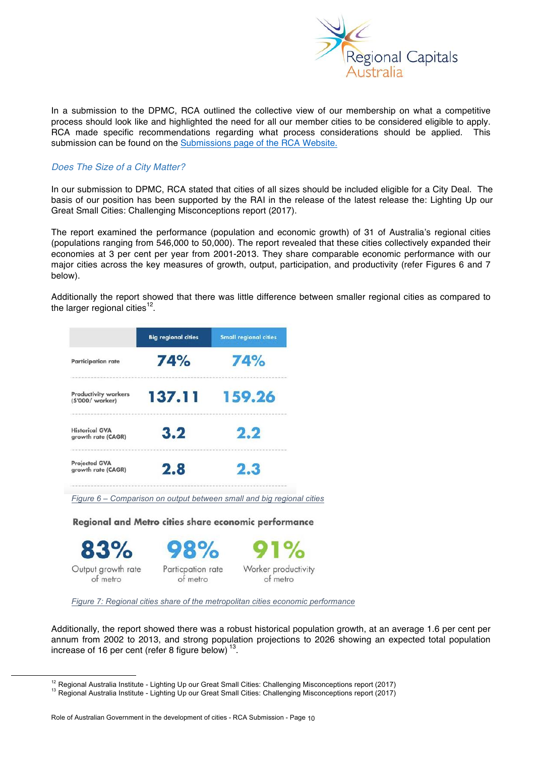In a submission to the DPMC, RCA outlined the collective view of our membership on what a competitive process should look like and highlighted the need for all our member cities to be considered eligible to apply. RCA made specific recommendations regarding what process considerations should be applied. This submission can be found on the Submissions page of the RCA Website.

### *Does The Size of a City Matter?*

In our submission to DPMC, RCA stated that cities of all sizes should be included eligible for a City Deal. The basis of our position has been supported by the RAI in the release of the latest release the: Lighting Up our Great Small Cities: Challenging Misconceptions report (2017).

The report examined the performance (population and economic growth) of 31 of Australia's regional cities (populations ranging from 546,000 to 50,000). The report revealed that these cities collectively expanded their economies at 3 per cent per year from 2001-2013. They share comparable economic performance with our major cities across the key measures of growth, output, participation, and productivity (refer Figures 6 and 7 below).

Additionally the report showed that there was little difference between smaller regional cities as compared to the larger regional cities[12].

| | Big regional cities | Small regional cities |
|---|---|---|
| Participation rate | 74% | 74% |
| Productivity workers ($'000/ worker) | 137.11 | 159.26 |
| Historical GVA growth rate (CAGR) | 3.2 | 2.2 |
| Projected GVA growth rate (CAGR) | 2.8 | 2.3 |

*Figure 6 – Comparison on output between small and big regional cities*

**Regional and Metro cities share economic performance**

| 83% | 98% | 91% |
|---|---|---|
| Output growth rate of metro | Particpation rate of metro | Worker productivity of metro |

*Figure 7: Regional cities share of the metropolitan cities economic performance*

Additionally, the report showed there was a robust historical population growth, at an average 1.6 per cent per annum from 2002 to 2013, and strong population projections to 2026 showing an expected total population increase of 16 per cent (refer 8 figure below) [13].

---

[12] Regional Australia Institute - Lighting Up our Great Small Cities: Challenging Misconceptions report (2017)

[13] Regional Australia Institute - Lighting Up our Great Small Cities: Challenging Misconceptions report (2017)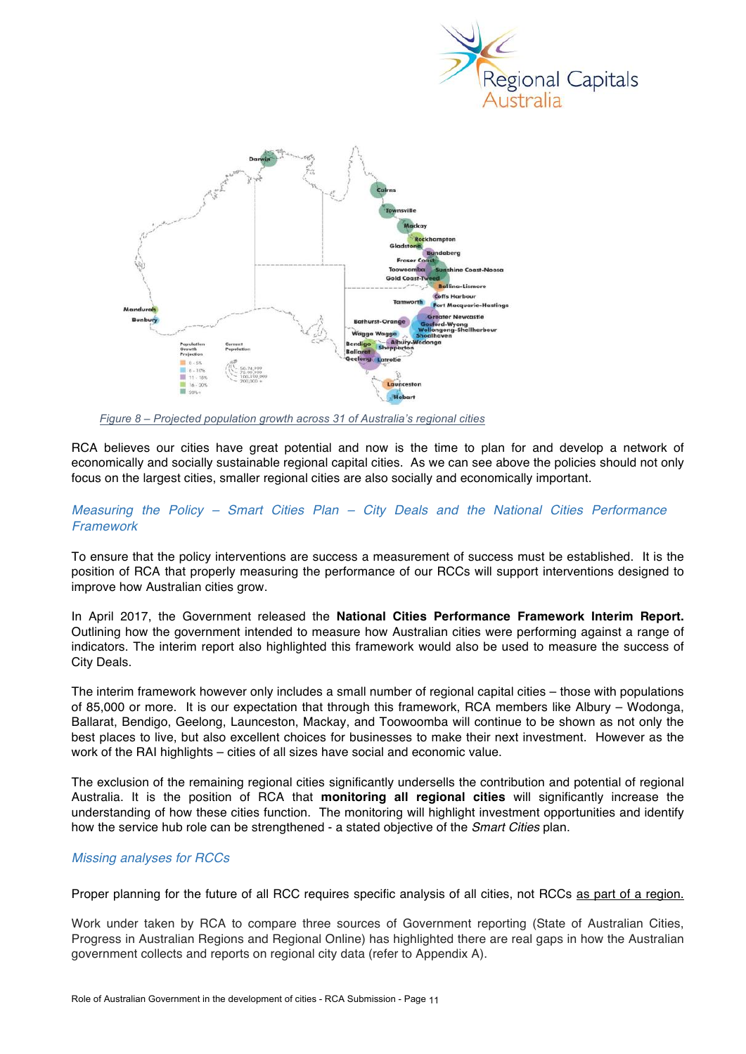*Figure 8 – Projected population growth across 31 of Australia's regional cities*

RCA believes our cities have great potential and now is the time to plan for and develop a network of economically and socially sustainable regional capital cities. As we can see above the policies should not only focus on the largest cities, smaller regional cities are also socially and economically important.

### *Measuring the Policy – Smart Cities Plan – City Deals and the National Cities Performance Framework*

To ensure that the policy interventions are success a measurement of success must be established. It is the position of RCA that properly measuring the performance of our RCCs will support interventions designed to improve how Australian cities grow.

In April 2017, the Government released the **National Cities Performance Framework Interim Report.** Outlining how the government intended to measure how Australian cities were performing against a range of indicators. The interim report also highlighted this framework would also be used to measure the success of City Deals.

The interim framework however only includes a small number of regional capital cities – those with populations of 85,000 or more. It is our expectation that through this framework, RCA members like Albury – Wodonga, Ballarat, Bendigo, Geelong, Launceston, Mackay, and Toowoomba will continue to be shown as not only the best places to live, but also excellent choices for businesses to make their next investment. However as the work of the RAI highlights – cities of all sizes have social and economic value.

The exclusion of the remaining regional cities significantly undersells the contribution and potential of regional Australia. It is the position of RCA that **monitoring all regional cities** will significantly increase the understanding of how these cities function. The monitoring will highlight investment opportunities and identify how the service hub role can be strengthened - a stated objective of the *Smart Cities* plan.

### *Missing analyses for RCCs*

Proper planning for the future of all RCC requires specific analysis of all cities, not RCCs as part of a region.

Work under taken by RCA to compare three sources of Government reporting (State of Australian Cities, Progress in Australian Regions and Regional Online) has highlighted there are real gaps in how the Australian government collects and reports on regional city data (refer to Appendix A).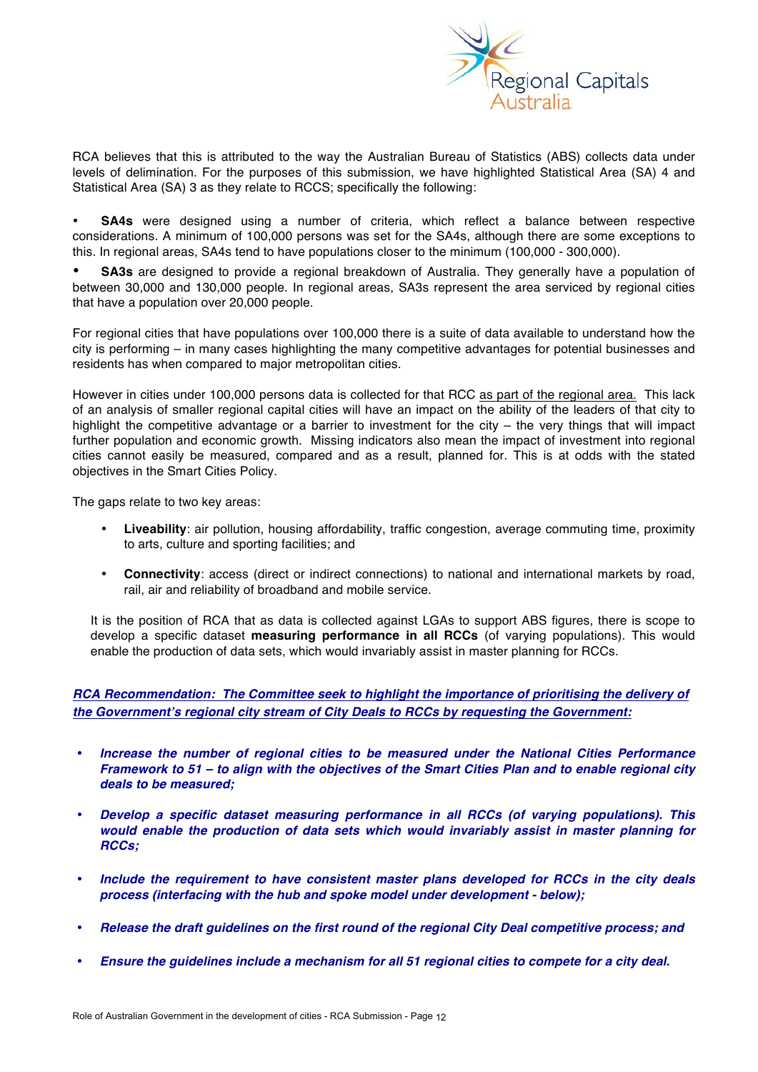RCA believes that this is attributed to the way the Australian Bureau of Statistics (ABS) collects data under levels of delimination. For the purposes of this submission, we have highlighted Statistical Area (SA) 4 and Statistical Area (SA) 3 as they relate to RCCS; specifically the following:

- **SA4s** were designed using a number of criteria, which reflect a balance between respective considerations. A minimum of 100,000 persons was set for the SA4s, although there are some exceptions to this. In regional areas, SA4s tend to have populations closer to the minimum (100,000 - 300,000).
- **SA3s** are designed to provide a regional breakdown of Australia. They generally have a population of between 30,000 and 130,000 people. In regional areas, SA3s represent the area serviced by regional cities that have a population over 20,000 people.

For regional cities that have populations over 100,000 there is a suite of data available to understand how the city is performing – in many cases highlighting the many competitive advantages for potential businesses and residents has when compared to major metropolitan cities.

However in cities under 100,000 persons data is collected for that RCC <u>as part of the regional area.</u> This lack of an analysis of smaller regional capital cities will have an impact on the ability of the leaders of that city to highlight the competitive advantage or a barrier to investment for the city – the very things that will impact further population and economic growth. Missing indicators also mean the impact of investment into regional cities cannot easily be measured, compared and as a result, planned for. This is at odds with the stated objectives in the Smart Cities Policy.

The gaps relate to two key areas:

- **Liveability**: air pollution, housing affordability, traffic congestion, average commuting time, proximity to arts, culture and sporting facilities; and
- **Connectivity**: access (direct or indirect connections) to national and international markets by road, rail, air and reliability of broadband and mobile service.

It is the position of RCA that as data is collected against LGAs to support ABS figures, there is scope to develop a specific dataset **measuring performance in all RCCs** (of varying populations). This would enable the production of data sets, which would invariably assist in master planning for RCCs.

***<u>RCA Recommendation: The Committee seek to highlight the importance of prioritising the delivery of the Government's regional city stream of City Deals to RCCs by requesting the Government:</u>***

- ***Increase the number of regional cities to be measured under the National Cities Performance Framework to 51 – to align with the objectives of the Smart Cities Plan and to enable regional city deals to be measured;***
- ***Develop a specific dataset measuring performance in all RCCs (of varying populations). This would enable the production of data sets which would invariably assist in master planning for RCCs;***
- ***Include the requirement to have consistent master plans developed for RCCs in the city deals process (interfacing with the hub and spoke model under development - below);***
- ***Release the draft guidelines on the first round of the regional City Deal competitive process; and***
- ***Ensure the guidelines include a mechanism for all 51 regional cities to compete for a city deal.***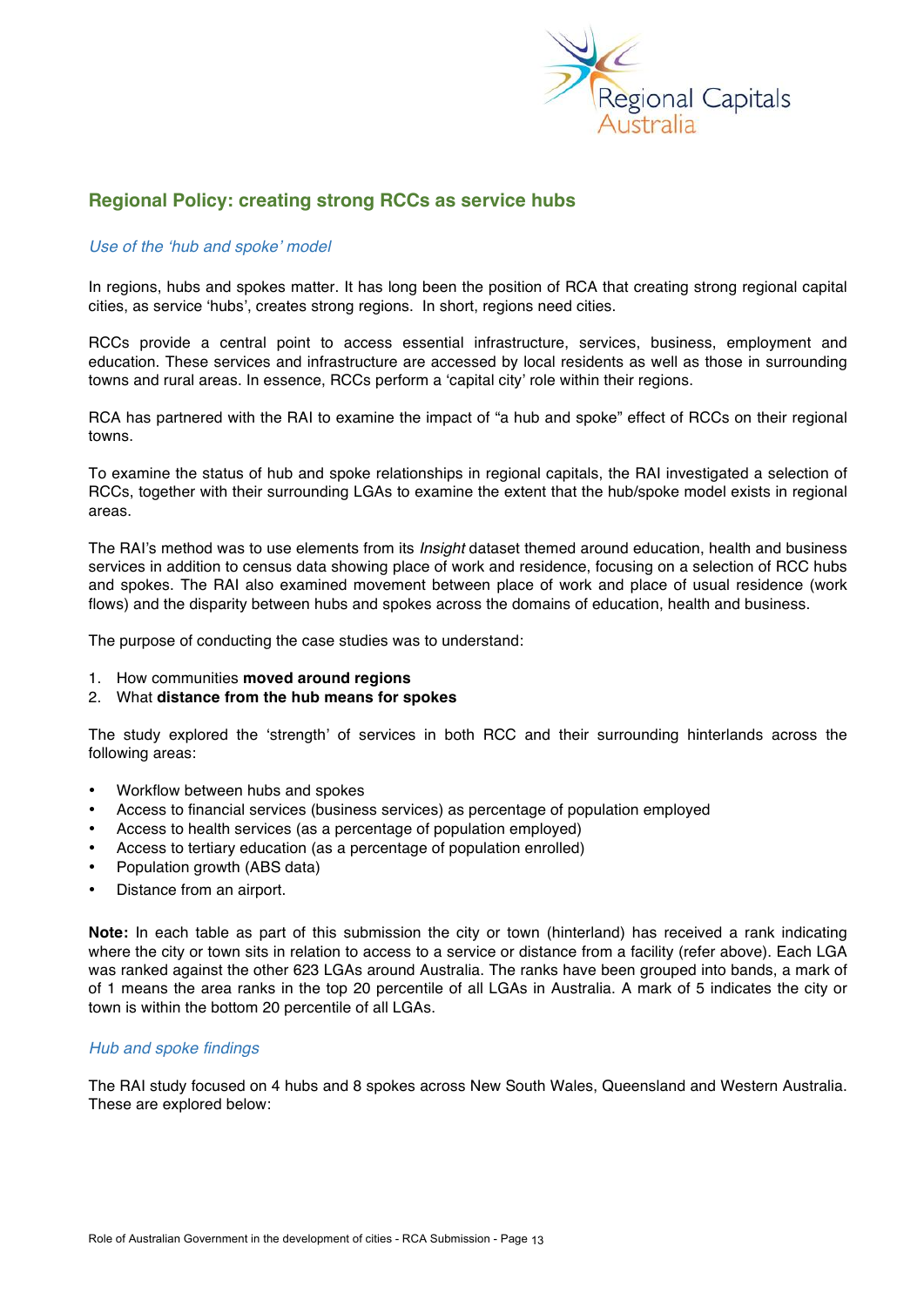## Regional Policy: creating strong RCCs as service hubs

### *Use of the 'hub and spoke' model*

In regions, hubs and spokes matter. It has long been the position of RCA that creating strong regional capital cities, as service 'hubs', creates strong regions. In short, regions need cities.

RCCs provide a central point to access essential infrastructure, services, business, employment and education. These services and infrastructure are accessed by local residents as well as those in surrounding towns and rural areas. In essence, RCCs perform a 'capital city' role within their regions.

RCA has partnered with the RAI to examine the impact of "a hub and spoke" effect of RCCs on their regional towns.

To examine the status of hub and spoke relationships in regional capitals, the RAI investigated a selection of RCCs, together with their surrounding LGAs to examine the extent that the hub/spoke model exists in regional areas.

The RAI's method was to use elements from its *Insight* dataset themed around education, health and business services in addition to census data showing place of work and residence, focusing on a selection of RCC hubs and spokes. The RAI also examined movement between place of work and place of usual residence (work flows) and the disparity between hubs and spokes across the domains of education, health and business.

The purpose of conducting the case studies was to understand:

1. How communities **moved around regions**
2. What **distance from the hub means for spokes**

The study explored the 'strength' of services in both RCC and their surrounding hinterlands across the following areas:

- Workflow between hubs and spokes
- Access to financial services (business services) as percentage of population employed
- Access to health services (as a percentage of population employed)
- Access to tertiary education (as a percentage of population enrolled)
- Population growth (ABS data)
- Distance from an airport.

**Note:** In each table as part of this submission the city or town (hinterland) has received a rank indicating where the city or town sits in relation to access to a service or distance from a facility (refer above). Each LGA was ranked against the other 623 LGAs around Australia. The ranks have been grouped into bands, a mark of of 1 means the area ranks in the top 20 percentile of all LGAs in Australia. A mark of 5 indicates the city or town is within the bottom 20 percentile of all LGAs.

### *Hub and spoke findings*

The RAI study focused on 4 hubs and 8 spokes across New South Wales, Queensland and Western Australia. These are explored below: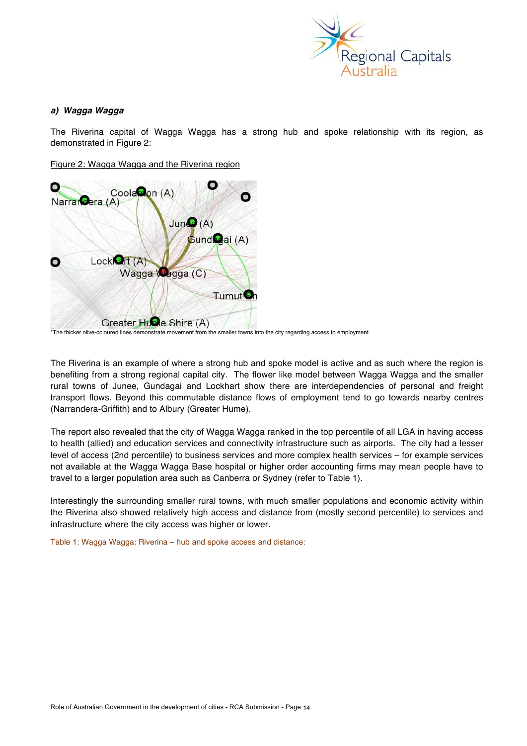#### a) Wagga Wagga

The Riverina capital of Wagga Wagga has a strong hub and spoke relationship with its region, as demonstrated in Figure 2:

Figure 2: Wagga Wagga and the Riverina region

*The thicker olive-coloured lines demonstrate movement from the smaller towns into the city regarding access to employment.

The Riverina is an example of where a strong hub and spoke model is active and as such where the region is benefiting from a strong regional capital city. The flower like model between Wagga Wagga and the smaller rural towns of Junee, Gundagai and Lockhart show there are interdependencies of personal and freight transport flows. Beyond this commutable distance flows of employment tend to go towards nearby centres (Narrandera-Griffith) and to Albury (Greater Hume).

The report also revealed that the city of Wagga Wagga ranked in the top percentile of all LGA in having access to health (allied) and education services and connectivity infrastructure such as airports. The city had a lesser level of access (2nd percentile) to business services and more complex health services – for example services not available at the Wagga Wagga Base hospital or higher order accounting firms may mean people have to travel to a larger population area such as Canberra or Sydney (refer to Table 1).

Interestingly the surrounding smaller rural towns, with much smaller populations and economic activity within the Riverina also showed relatively high access and distance from (mostly second percentile) to services and infrastructure where the city access was higher or lower.

Table 1: Wagga Wagga: Riverina – hub and spoke access and distance: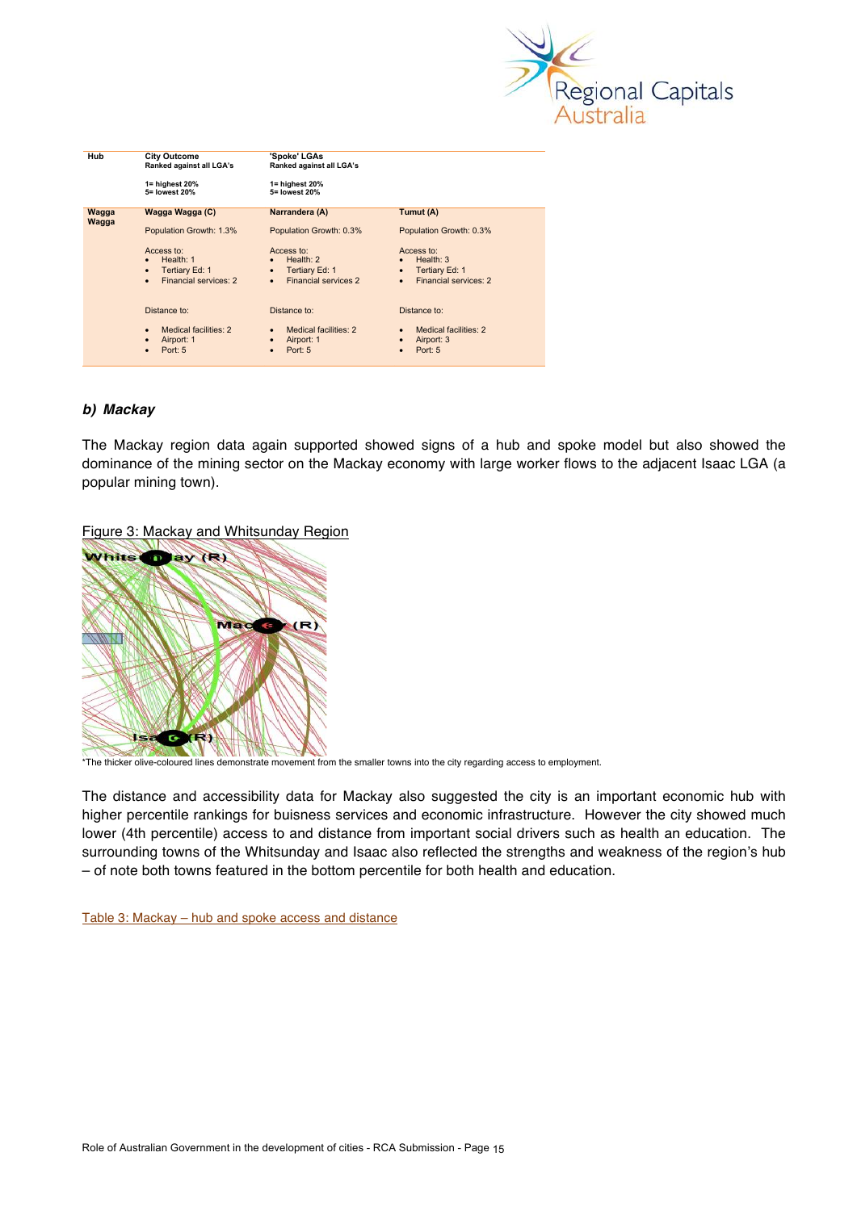| Hub | City Outcome<br>Ranked against all LGA's<br><br>1= highest 20%<br>5= lowest 20% | 'Spoke' LGAs<br>Ranked against all LGA's<br><br>1= highest 20%<br>5= lowest 20% | |
|---|---|---|---|
| Wagga Wagga | Wagga Wagga (C)<br><br>Population Growth: 1.3%<br><br>Access to:<br>• Health: 1<br>• Tertiary Ed: 1<br>• Financial services: 2<br><br>Distance to:<br>• Medical facilities: 2<br>• Airport: 1<br>• Port: 5 | Narrandera (A)<br><br>Population Growth: 0.3%<br><br>Access to:<br>• Health: 2<br>• Tertiary Ed: 1<br>• Financial services 2<br><br>Distance to:<br>• Medical facilities: 2<br>• Airport: 1<br>• Port: 5 | Tumut (A)<br><br>Population Growth: 0.3%<br><br>Access to:<br>• Health: 3<br>• Tertiary Ed: 1<br>• Financial services: 2<br><br>Distance to:<br>• Medical facilities: 2<br>• Airport: 3<br>• Port: 5 |

### *b) Mackay*

The Mackay region data again supported showed signs of a hub and spoke model but also showed the dominance of the mining sector on the Mackay economy with large worker flows to the adjacent Isaac LGA (a popular mining town).

Figure 3: Mackay and Whitsunday Region

*The thicker olive-coloured lines demonstrate movement from the smaller towns into the city regarding access to employment.

The distance and accessibility data for Mackay also suggested the city is an important economic hub with higher percentile rankings for buisness services and economic infrastructure. However the city showed much lower (4th percentile) access to and distance from important social drivers such as health an education. The surrounding towns of the Whitsunday and Isaac also reflected the strengths and weakness of the region's hub – of note both towns featured in the bottom percentile for both health and education.

Table 3: Mackay – hub and spoke access and distance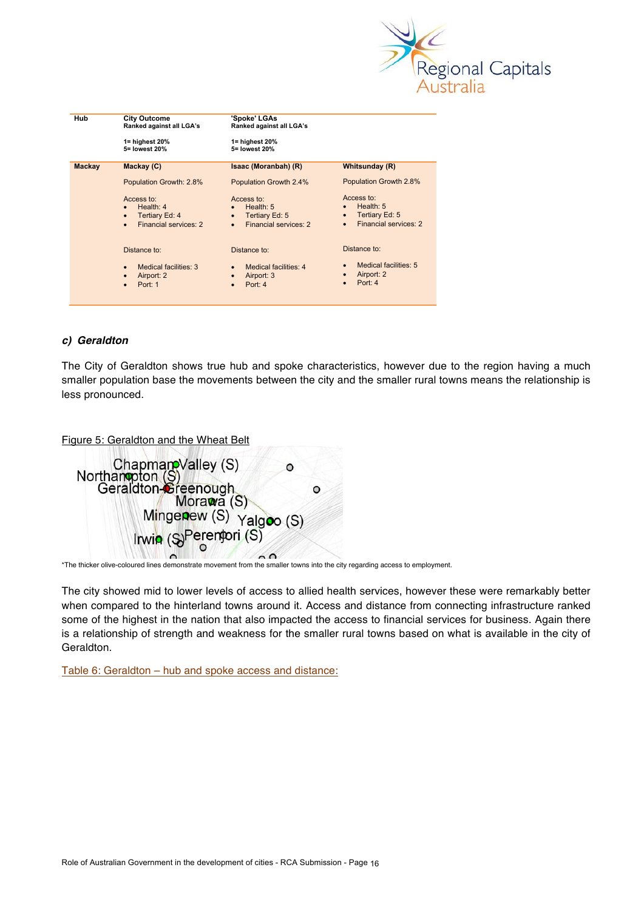| Hub | City Outcome<br>Ranked against all LGA's<br><br>1= highest 20%<br>5= lowest 20% | 'Spoke' LGAs<br>Ranked against all LGA's<br><br>1= highest 20%<br>5= lowest 20% | |
|---|---|---|---|
| **Mackay** | **Mackay (C)**<br><br>Population Growth: 2.8%<br><br>Access to:<br>• Health: 4<br>• Tertiary Ed: 4<br>• Financial services: 2<br><br>Distance to:<br><br>• Medical facilities: 3<br>• Airport: 2<br>• Port: 1 | **Isaac (Moranbah) (R)**<br><br>Population Growth 2.4%<br><br>Access to:<br>• Health: 5<br>• Tertiary Ed: 5<br>• Financial services: 2<br><br>Distance to:<br><br>• Medical facilities: 4<br>• Airport: 3<br>• Port: 4 | **Whitsunday (R)**<br><br>Population Growth 2.8%<br><br>Access to:<br>• Health: 5<br>• Tertiary Ed: 5<br>• Financial services: 2<br><br>Distance to:<br><br>• Medical facilities: 5<br>• Airport: 2<br>• Port: 4 |

### *c) Geraldton*

The City of Geraldton shows true hub and spoke characteristics, however due to the region having a much smaller population base the movements between the city and the smaller rural towns means the relationship is less pronounced.

Figure 5: Geraldton and the Wheat Belt

*The thicker olive-coloured lines demonstrate movement from the smaller towns into the city regarding access to employment.

The city showed mid to lower levels of access to allied health services, however these were remarkably better when compared to the hinterland towns around it. Access and distance from connecting infrastructure ranked some of the highest in the nation that also impacted the access to financial services for business. Again there is a relationship of strength and weakness for the smaller rural towns based on what is available in the city of Geraldton.

Table 6: Geraldton – hub and spoke access and distance: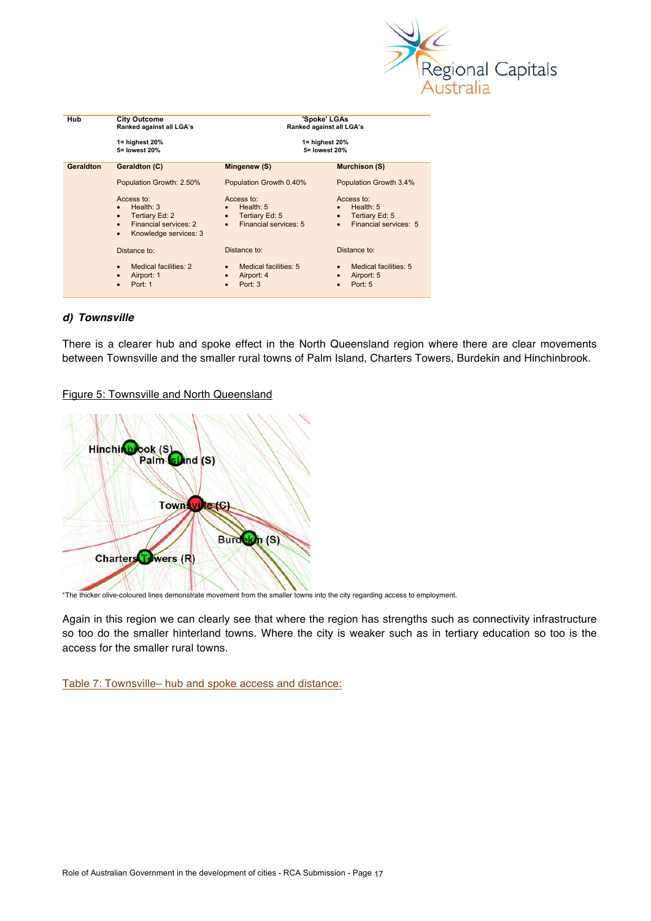| Hub | City Outcome<br>Ranked against all LGA's<br><br>1= highest 20%<br>5= lowest 20% | 'Spoke' LGAs<br>Ranked against all LGA's<br><br>1= highest 20%<br>5= lowest 20% | |
|---|---|---|---|
| Geraldton | Geraldton (C) | Mingenew (S) | Murchison (S) |
| | Population Growth: 2.50% | Population Growth 0.40% | Population Growth 3.4% |
| | Access to:<br>• Health: 3<br>• Tertiary Ed: 2<br>• Financial services: 2<br>• Knowledge services: 3 | Access to:<br>• Health: 5<br>• Tertiary Ed: 5<br>• Financial services: 5 | Access to:<br>• Health: 5<br>• Tertiary Ed: 5<br>• Financial services: 5 |
| | Distance to:<br>• Medical facilities: 2<br>• Airport: 1<br>• Port: 1 | Distance to:<br>• Medical facilities: 5<br>• Airport: 4<br>• Port: 3 | Distance to:<br>• Medical facilities: 5<br>• Airport: 5<br>• Port: 5 |

### *d) Townsville*

There is a clearer hub and spoke effect in the North Queensland region where there are clear movements between Townsville and the smaller rural towns of Palm Island, Charters Towers, Burdekin and Hinchinbrook.

Figure 5: Townsville and North Queensland

*The thicker olive-coloured lines demonstrate movement from the smaller towns into the city regarding access to employment.

Again in this region we can clearly see that where the region has strengths such as connectivity infrastructure so too do the smaller hinterland towns. Where the city is weaker such as in tertiary education so too is the access for the smaller rural towns.

Table 7: Townsville– hub and spoke access and distance: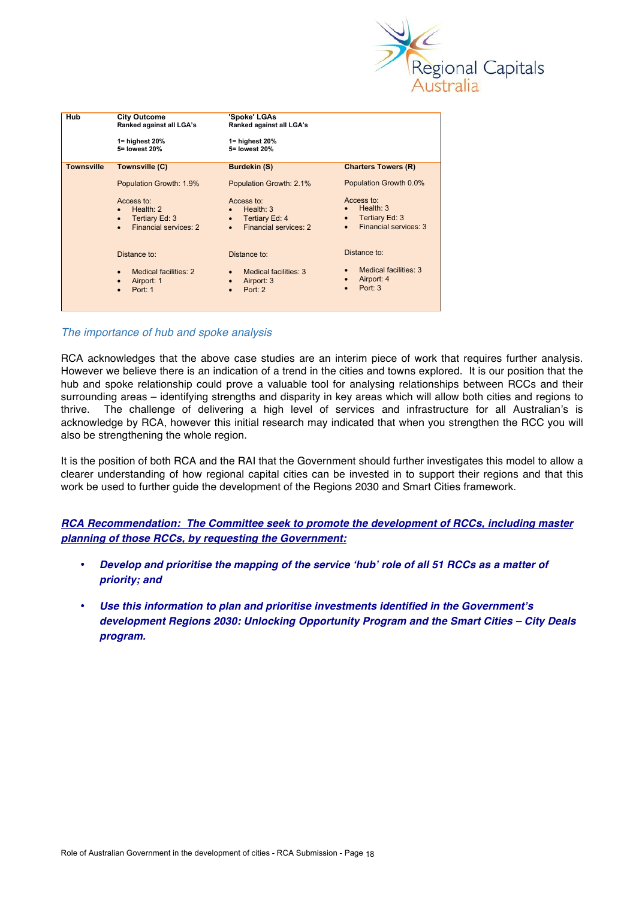| Hub | City Outcome<br>Ranked against all LGA's<br><br>1= highest 20%<br>5= lowest 20% | 'Spoke' LGAs<br>Ranked against all LGA's<br><br>1= highest 20%<br>5= lowest 20% | |
|---|---|---|---|
| **Townsville** | **Townsville (C)**<br><br>Population Growth: 1.9%<br><br>Access to:<br>• Health: 2<br>• Tertiary Ed: 3<br>• Financial services: 2<br><br>Distance to:<br>• Medical facilities: 2<br>• Airport: 1<br>• Port: 1 | **Burdekin (S)**<br><br>Population Growth: 2.1%<br><br>Access to:<br>• Health: 3<br>• Tertiary Ed: 4<br>• Financial services: 2<br><br>Distance to:<br>• Medical facilities: 3<br>• Airport: 3<br>• Port: 2 | **Charters Towers (R)**<br><br>Population Growth 0.0%<br><br>Access to:<br>• Health: 3<br>• Tertiary Ed: 3<br>• Financial services: 3<br><br>Distance to:<br>• Medical facilities: 3<br>• Airport: 4<br>• Port: 3 |

### *The importance of hub and spoke analysis*

RCA acknowledges that the above case studies are an interim piece of work that requires further analysis. However we believe there is an indication of a trend in the cities and towns explored. It is our position that the hub and spoke relationship could prove a valuable tool for analysing relationships between RCCs and their surrounding areas – identifying strengths and disparity in key areas which will allow both cities and regions to thrive. The challenge of delivering a high level of services and infrastructure for all Australian's is acknowledge by RCA, however this initial research may indicated that when you strengthen the RCC you will also be strengthening the whole region.

It is the position of both RCA and the RAI that the Government should further investigates this model to allow a clearer understanding of how regional capital cities can be invested in to support their regions and that this work be used to further guide the development of the Regions 2030 and Smart Cities framework.

***RCA Recommendation: The Committee seek to promote the development of RCCs, including master planning of those RCCs, by requesting the Government:***

- ***Develop and prioritise the mapping of the service 'hub' role of all 51 RCCs as a matter of priority; and***
- ***Use this information to plan and prioritise investments identified in the Government's development Regions 2030: Unlocking Opportunity Program and the Smart Cities – City Deals program.***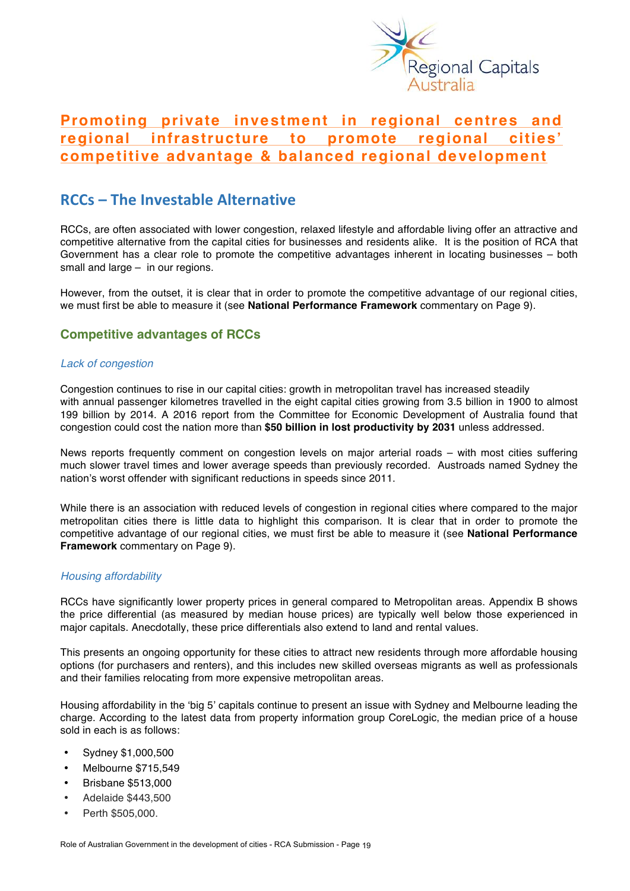Regional Capitals Australia

## Promoting private investment in regional centres and regional infrastructure to promote regional cities' competitive advantage & balanced regional development

## RCCs – The Investable Alternative

RCCs, are often associated with lower congestion, relaxed lifestyle and affordable living offer an attractive and competitive alternative from the capital cities for businesses and residents alike. It is the position of RCA that Government has a clear role to promote the competitive advantages inherent in locating businesses – both small and large – in our regions.

However, from the outset, it is clear that in order to promote the competitive advantage of our regional cities, we must first be able to measure it (see **National Performance Framework** commentary on Page 9).

### Competitive advantages of RCCs

*Lack of congestion*

Congestion continues to rise in our capital cities: growth in metropolitan travel has increased steadily with annual passenger kilometres travelled in the eight capital cities growing from 3.5 billion in 1900 to almost 199 billion by 2014. A 2016 report from the Committee for Economic Development of Australia found that congestion could cost the nation more than **$50 billion in lost productivity by 2031** unless addressed.

News reports frequently comment on congestion levels on major arterial roads – with most cities suffering much slower travel times and lower average speeds than previously recorded. Austroads named Sydney the nation's worst offender with significant reductions in speeds since 2011.

While there is an association with reduced levels of congestion in regional cities where compared to the major metropolitan cities there is little data to highlight this comparison. It is clear that in order to promote the competitive advantage of our regional cities, we must first be able to measure it (see **National Performance Framework** commentary on Page 9).

*Housing affordability*

RCCs have significantly lower property prices in general compared to Metropolitan areas. Appendix B shows the price differential (as measured by median house prices) are typically well below those experienced in major capitals. Anecdotally, these price differentials also extend to land and rental values.

This presents an ongoing opportunity for these cities to attract new residents through more affordable housing options (for purchasers and renters), and this includes new skilled overseas migrants as well as professionals and their families relocating from more expensive metropolitan areas.

Housing affordability in the 'big 5' capitals continue to present an issue with Sydney and Melbourne leading the charge. According to the latest data from property information group CoreLogic, the median price of a house sold in each is as follows:

- Sydney $1,000,500
- Melbourne $715,549
- Brisbane $513,000
- Adelaide $443,500
- Perth $505,000.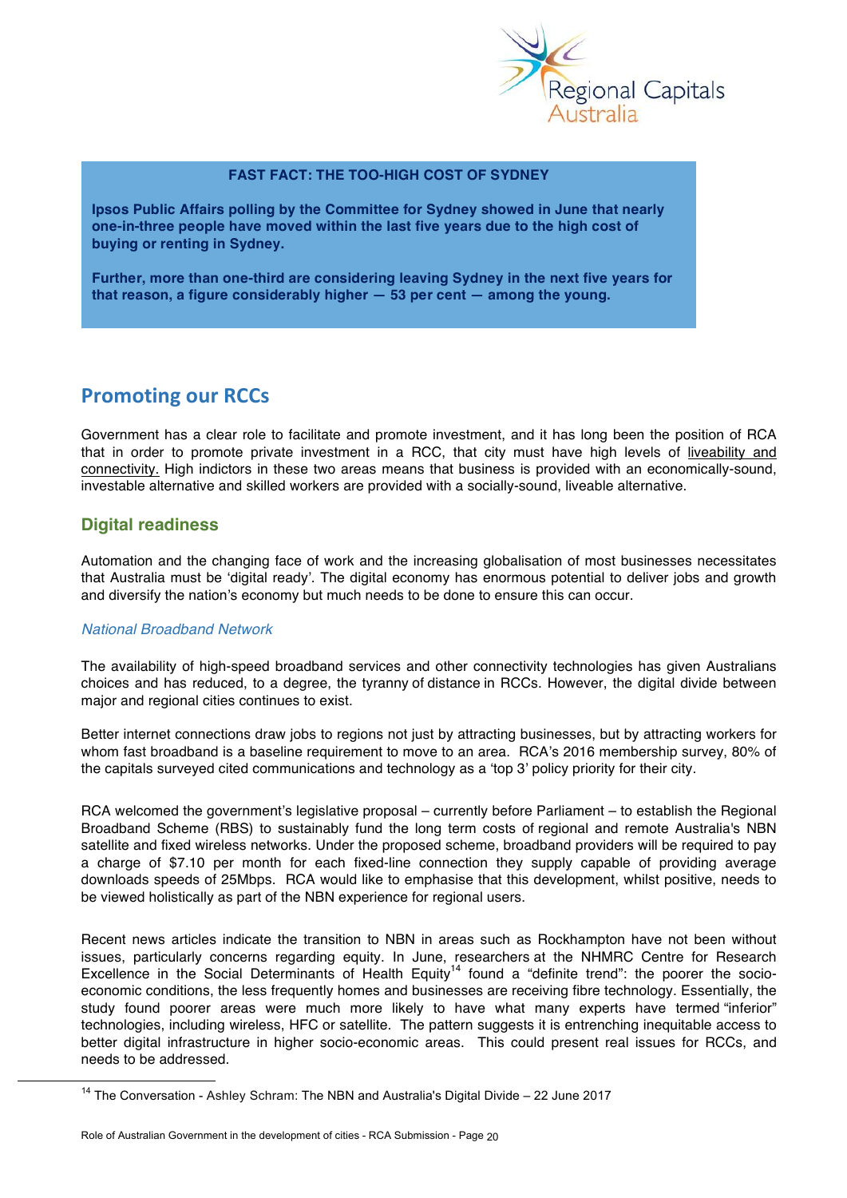**FAST FACT: THE TOO-HIGH COST OF SYDNEY**

**Ipsos Public Affairs polling by the Committee for Sydney showed in June that nearly one-in-three people have moved within the last five years due to the high cost of buying or renting in Sydney.**

**Further, more than one-third are considering leaving Sydney in the next five years for that reason, a figure considerably higher — 53 per cent — among the young.**

## Promoting our RCCs

Government has a clear role to facilitate and promote investment, and it has long been the position of RCA that in order to promote private investment in a RCC, that city must have high levels of liveability and connectivity. High indictors in these two areas means that business is provided with an economically-sound, investable alternative and skilled workers are provided with a socially-sound, liveable alternative.

### Digital readiness

Automation and the changing face of work and the increasing globalisation of most businesses necessitates that Australia must be 'digital ready'. The digital economy has enormous potential to deliver jobs and growth and diversify the nation's economy but much needs to be done to ensure this can occur.

#### *National Broadband Network*

The availability of high-speed broadband services and other connectivity technologies has given Australians choices and has reduced, to a degree, the tyranny of distance in RCCs. However, the digital divide between major and regional cities continues to exist.

Better internet connections draw jobs to regions not just by attracting businesses, but by attracting workers for whom fast broadband is a baseline requirement to move to an area. RCA's 2016 membership survey, 80% of the capitals surveyed cited communications and technology as a 'top 3' policy priority for their city.

RCA welcomed the government's legislative proposal – currently before Parliament – to establish the Regional Broadband Scheme (RBS) to sustainably fund the long term costs of regional and remote Australia's NBN satellite and fixed wireless networks. Under the proposed scheme, broadband providers will be required to pay a charge of $7.10 per month for each fixed-line connection they supply capable of providing average downloads speeds of 25Mbps. RCA would like to emphasise that this development, whilst positive, needs to be viewed holistically as part of the NBN experience for regional users.

Recent news articles indicate the transition to NBN in areas such as Rockhampton have not been without issues, particularly concerns regarding equity. In June, researchers at the NHMRC Centre for Research Excellence in the Social Determinants of Health Equity[14] found a "definite trend": the poorer the socio-economic conditions, the less frequently homes and businesses are receiving fibre technology. Essentially, the study found poorer areas were much more likely to have what many experts have termed "inferior" technologies, including wireless, HFC or satellite. The pattern suggests it is entrenching inequitable access to better digital infrastructure in higher socio-economic areas. This could present real issues for RCCs, and needs to be addressed.

[14] The Conversation - Ashley Schram: The NBN and Australia's Digital Divide – 22 June 2017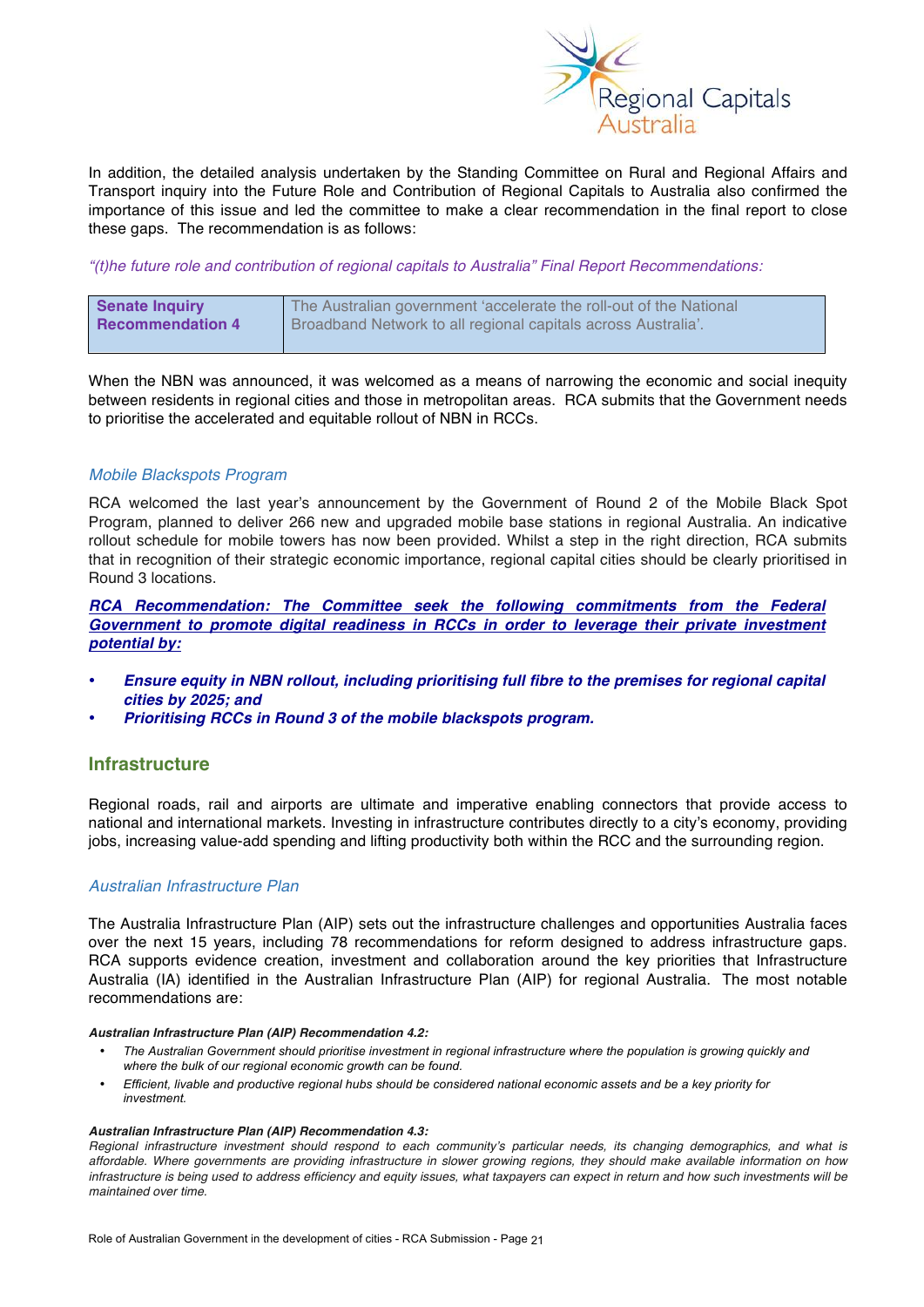In addition, the detailed analysis undertaken by the Standing Committee on Rural and Regional Affairs and Transport inquiry into the Future Role and Contribution of Regional Capitals to Australia also confirmed the importance of this issue and led the committee to make a clear recommendation in the final report to close these gaps. The recommendation is as follows:

*"(t)he future role and contribution of regional capitals to Australia" Final Report Recommendations:*

| **Senate Inquiry Recommendation 4** | The Australian government 'accelerate the roll-out of the National Broadband Network to all regional capitals across Australia'. |
|---|---|

When the NBN was announced, it was welcomed as a means of narrowing the economic and social inequity between residents in regional cities and those in metropolitan areas. RCA submits that the Government needs to prioritise the accelerated and equitable rollout of NBN in RCCs.

### *Mobile Blackspots Program*

RCA welcomed the last year's announcement by the Government of Round 2 of the Mobile Black Spot Program, planned to deliver 266 new and upgraded mobile base stations in regional Australia. An indicative rollout schedule for mobile towers has now been provided. Whilst a step in the right direction, RCA submits that in recognition of their strategic economic importance, regional capital cities should be clearly prioritised in Round 3 locations.

***RCA Recommendation: The Committee seek the following commitments from the Federal Government to promote digital readiness in RCCs in order to leverage their private investment potential by:***

- ***Ensure equity in NBN rollout, including prioritising full fibre to the premises for regional capital cities by 2025; and***
- ***Prioritising RCCs in Round 3 of the mobile blackspots program.***

## Infrastructure

Regional roads, rail and airports are ultimate and imperative enabling connectors that provide access to national and international markets. Investing in infrastructure contributes directly to a city's economy, providing jobs, increasing value-add spending and lifting productivity both within the RCC and the surrounding region.

### *Australian Infrastructure Plan*

The Australia Infrastructure Plan (AIP) sets out the infrastructure challenges and opportunities Australia faces over the next 15 years, including 78 recommendations for reform designed to address infrastructure gaps. RCA supports evidence creation, investment and collaboration around the key priorities that Infrastructure Australia (IA) identified in the Australian Infrastructure Plan (AIP) for regional Australia. The most notable recommendations are:

***Australian Infrastructure Plan (AIP) Recommendation 4.2:***

- *The Australian Government should prioritise investment in regional infrastructure where the population is growing quickly and where the bulk of our regional economic growth can be found.*
- *Efficient, livable and productive regional hubs should be considered national economic assets and be a key priority for investment.*

***Australian Infrastructure Plan (AIP) Recommendation 4.3:***

*Regional infrastructure investment should respond to each community's particular needs, its changing demographics, and what is affordable. Where governments are providing infrastructure in slower growing regions, they should make available information on how infrastructure is being used to address efficiency and equity issues, what taxpayers can expect in return and how such investments will be maintained over time.*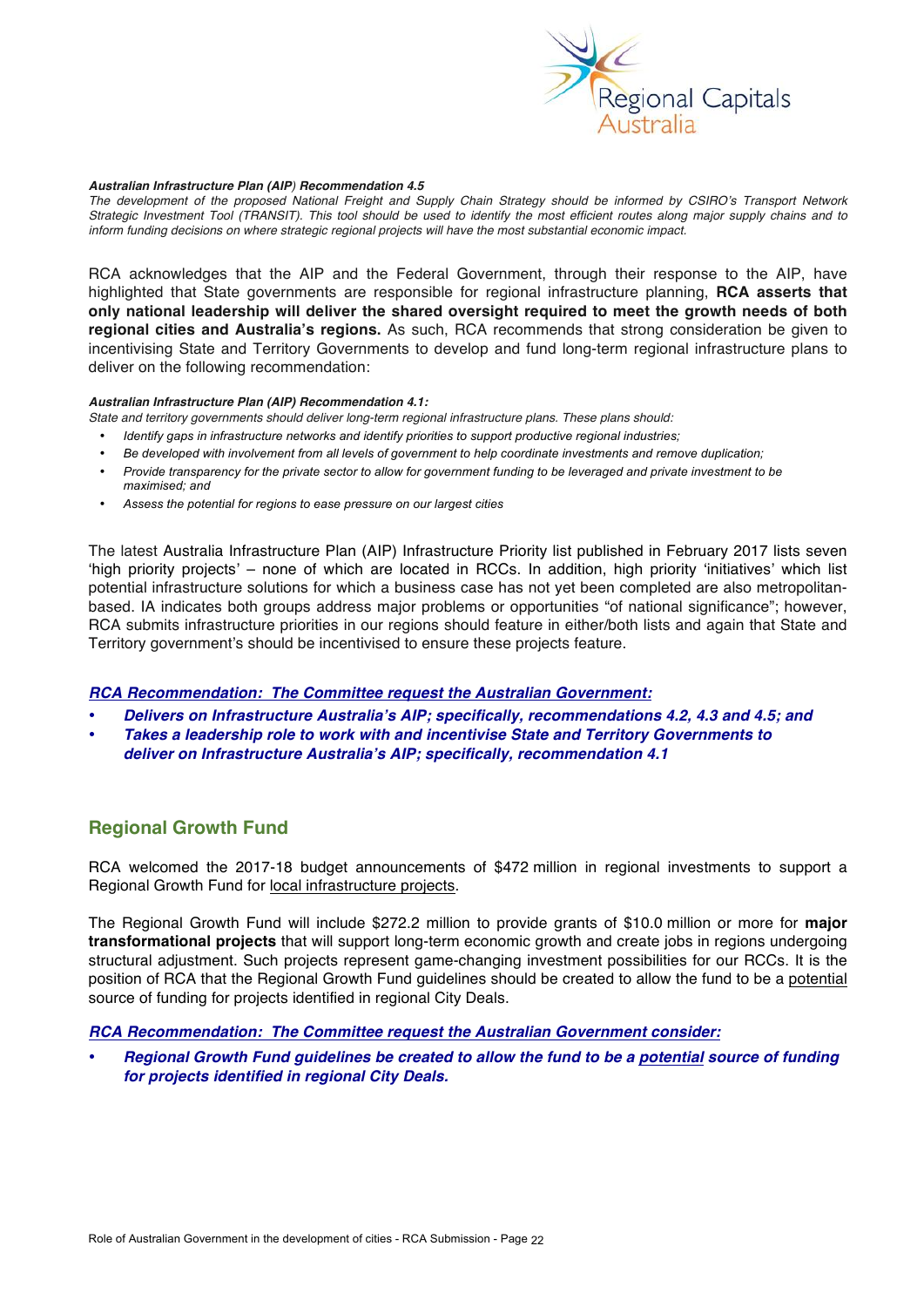***Australian Infrastructure Plan (AIP) Recommendation 4.5***
*The development of the proposed National Freight and Supply Chain Strategy should be informed by CSIRO's Transport Network Strategic Investment Tool (TRANSIT). This tool should be used to identify the most efficient routes along major supply chains and to inform funding decisions on where strategic regional projects will have the most substantial economic impact.*

RCA acknowledges that the AIP and the Federal Government, through their response to the AIP, have highlighted that State governments are responsible for regional infrastructure planning, **RCA asserts that only national leadership will deliver the shared oversight required to meet the growth needs of both regional cities and Australia's regions.** As such, RCA recommends that strong consideration be given to incentivising State and Territory Governments to develop and fund long-term regional infrastructure plans to deliver on the following recommendation:

***Australian Infrastructure Plan (AIP) Recommendation 4.1:***
*State and territory governments should deliver long-term regional infrastructure plans. These plans should:*

- *Identify gaps in infrastructure networks and identify priorities to support productive regional industries;*
- *Be developed with involvement from all levels of government to help coordinate investments and remove duplication;*
- *Provide transparency for the private sector to allow for government funding to be leveraged and private investment to be maximised; and*
- *Assess the potential for regions to ease pressure on our largest cities*

The latest Australia Infrastructure Plan (AIP) Infrastructure Priority list published in February 2017 lists seven 'high priority projects' – none of which are located in RCCs. In addition, high priority 'initiatives' which list potential infrastructure solutions for which a business case has not yet been completed are also metropolitan-based. IA indicates both groups address major problems or opportunities "of national significance"; however, RCA submits infrastructure priorities in our regions should feature in either/both lists and again that State and Territory government's should be incentivised to ensure these projects feature.

***RCA Recommendation: The Committee request the Australian Government:***

- ***Delivers on Infrastructure Australia's AIP; specifically, recommendations 4.2, 4.3 and 4.5; and***
- ***Takes a leadership role to work with and incentivise State and Territory Governments to deliver on Infrastructure Australia's AIP; specifically, recommendation 4.1***

## Regional Growth Fund

RCA welcomed the 2017-18 budget announcements of $472 million in regional investments to support a Regional Growth Fund for local infrastructure projects.

The Regional Growth Fund will include $272.2 million to provide grants of $10.0 million or more for **major transformational projects** that will support long-term economic growth and create jobs in regions undergoing structural adjustment. Such projects represent game-changing investment possibilities for our RCCs. It is the position of RCA that the Regional Growth Fund guidelines should be created to allow the fund to be a potential source of funding for projects identified in regional City Deals.

***RCA Recommendation: The Committee request the Australian Government consider:***

- ***Regional Growth Fund guidelines be created to allow the fund to be a potential source of funding for projects identified in regional City Deals.***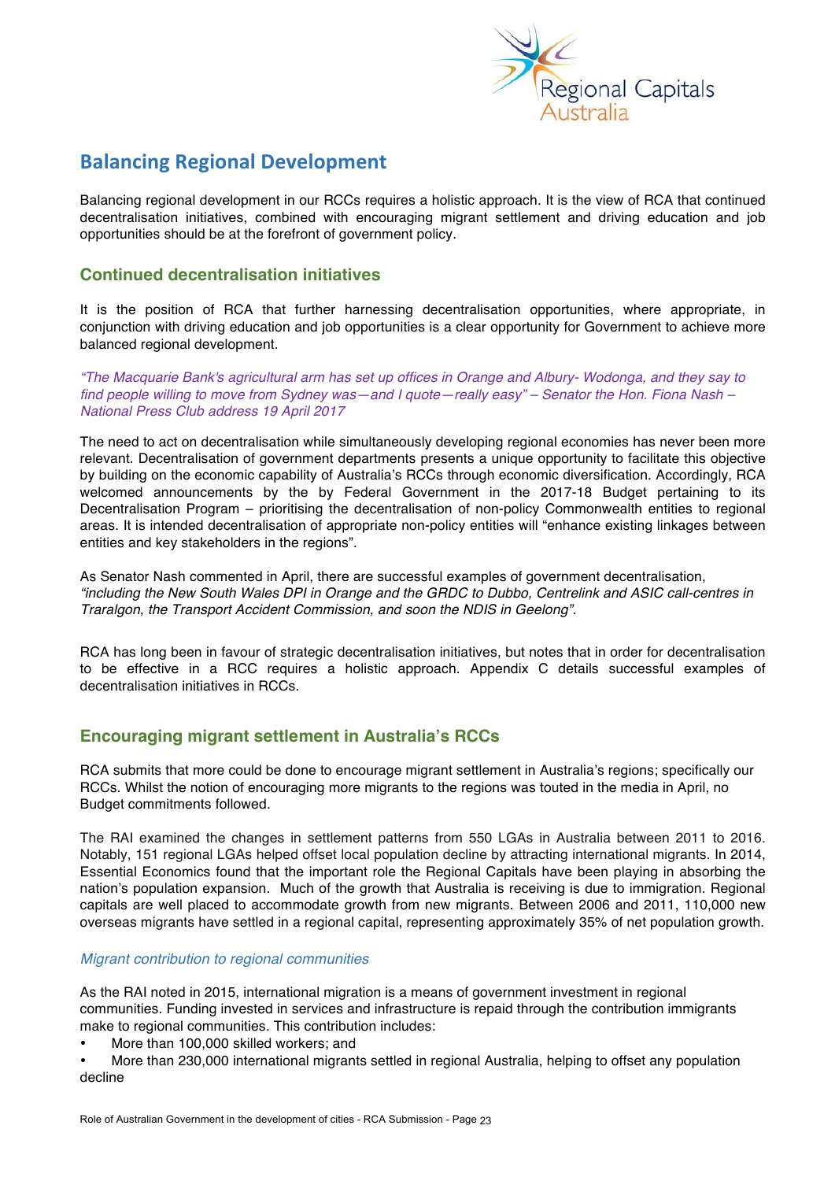## Balancing Regional Development

Balancing regional development in our RCCs requires a holistic approach. It is the view of RCA that continued decentralisation initiatives, combined with encouraging migrant settlement and driving education and job opportunities should be at the forefront of government policy.

### Continued decentralisation initiatives

It is the position of RCA that further harnessing decentralisation opportunities, where appropriate, in conjunction with driving education and job opportunities is a clear opportunity for Government to achieve more balanced regional development.

*"The Macquarie Bank's agricultural arm has set up offices in Orange and Albury- Wodonga, and they say to find people willing to move from Sydney was—and I quote—really easy" – Senator the Hon. Fiona Nash – National Press Club address 19 April 2017*

The need to act on decentralisation while simultaneously developing regional economies has never been more relevant. Decentralisation of government departments presents a unique opportunity to facilitate this objective by building on the economic capability of Australia's RCCs through economic diversification. Accordingly, RCA welcomed announcements by the by Federal Government in the 2017-18 Budget pertaining to its Decentralisation Program – prioritising the decentralisation of non-policy Commonwealth entities to regional areas. It is intended decentralisation of appropriate non-policy entities will "enhance existing linkages between entities and key stakeholders in the regions".

As Senator Nash commented in April, there are successful examples of government decentralisation, *"including the New South Wales DPI in Orange and the GRDC to Dubbo, Centrelink and ASIC call-centres in Traralgon, the Transport Accident Commission, and soon the NDIS in Geelong".*

RCA has long been in favour of strategic decentralisation initiatives, but notes that in order for decentralisation to be effective in a RCC requires a holistic approach. Appendix C details successful examples of decentralisation initiatives in RCCs.

### Encouraging migrant settlement in Australia's RCCs

RCA submits that more could be done to encourage migrant settlement in Australia's regions; specifically our RCCs. Whilst the notion of encouraging more migrants to the regions was touted in the media in April, no Budget commitments followed.

The RAI examined the changes in settlement patterns from 550 LGAs in Australia between 2011 to 2016. Notably, 151 regional LGAs helped offset local population decline by attracting international migrants. In 2014, Essential Economics found that the important role the Regional Capitals have been playing in absorbing the nation's population expansion. Much of the growth that Australia is receiving is due to immigration. Regional capitals are well placed to accommodate growth from new migrants. Between 2006 and 2011, 110,000 new overseas migrants have settled in a regional capital, representing approximately 35% of net population growth.

*Migrant contribution to regional communities*

As the RAI noted in 2015, international migration is a means of government investment in regional communities. Funding invested in services and infrastructure is repaid through the contribution immigrants make to regional communities. This contribution includes:

- More than 100,000 skilled workers; and
- More than 230,000 international migrants settled in regional Australia, helping to offset any population decline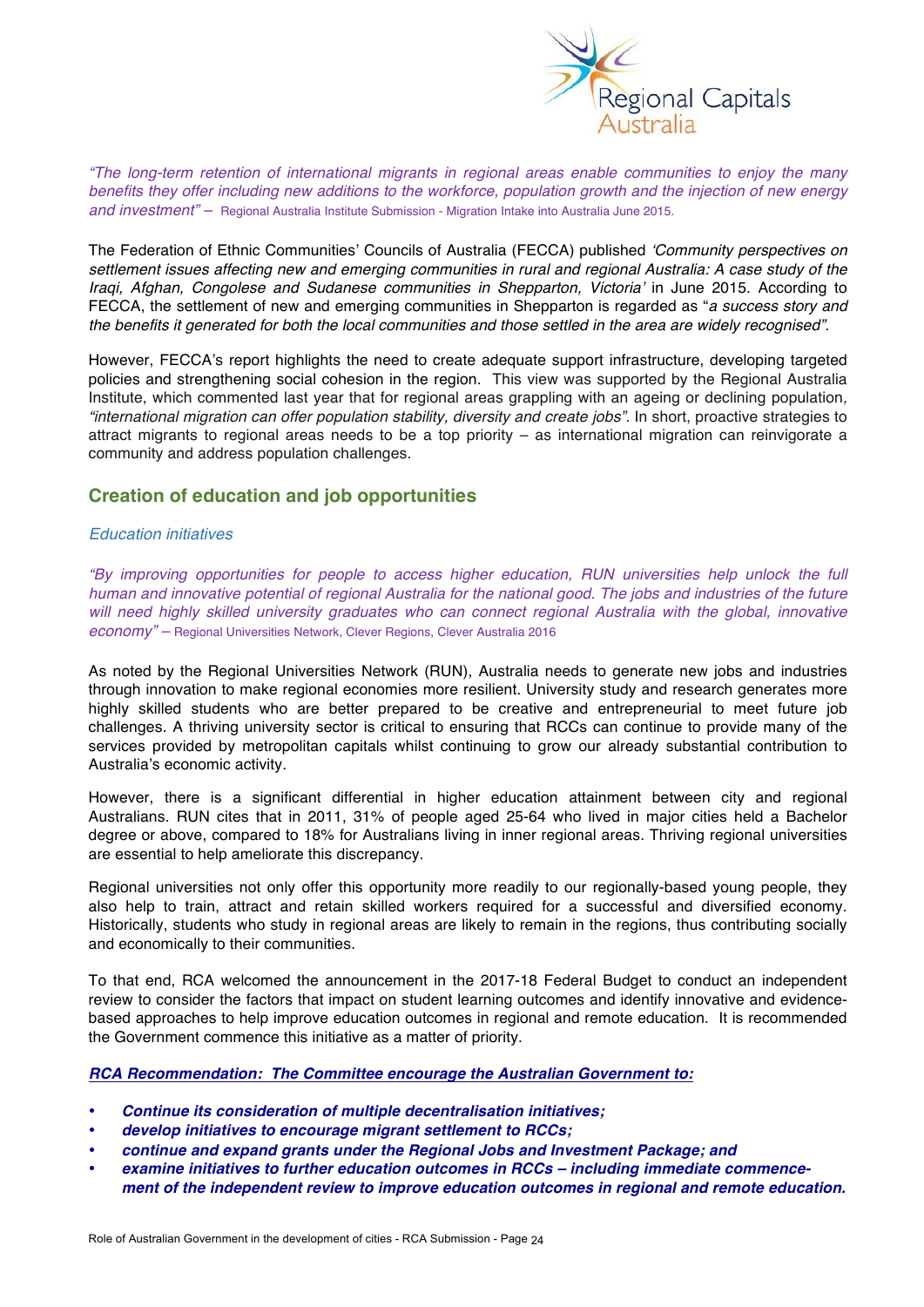*"The long-term retention of international migrants in regional areas enable communities to enjoy the many benefits they offer including new additions to the workforce, population growth and the injection of new energy and investment"* – Regional Australia Institute Submission - Migration Intake into Australia June 2015.

The Federation of Ethnic Communities' Councils of Australia (FECCA) published *'Community perspectives on settlement issues affecting new and emerging communities in rural and regional Australia: A case study of the Iraqi, Afghan, Congolese and Sudanese communities in Shepparton, Victoria'* in June 2015. According to FECCA, the settlement of new and emerging communities in Shepparton is regarded as "*a success story and the benefits it generated for both the local communities and those settled in the area are widely recognised"*.

However, FECCA's report highlights the need to create adequate support infrastructure, developing targeted policies and strengthening social cohesion in the region. This view was supported by the Regional Australia Institute, which commented last year that for regional areas grappling with an ageing or declining population, *"international migration can offer population stability, diversity and create jobs"*. In short, proactive strategies to attract migrants to regional areas needs to be a top priority – as international migration can reinvigorate a community and address population challenges.

## Creation of education and job opportunities

*Education initiatives*

*"By improving opportunities for people to access higher education, RUN universities help unlock the full human and innovative potential of regional Australia for the national good. The jobs and industries of the future will need highly skilled university graduates who can connect regional Australia with the global, innovative economy"* – Regional Universities Network, Clever Regions, Clever Australia 2016

As noted by the Regional Universities Network (RUN), Australia needs to generate new jobs and industries through innovation to make regional economies more resilient. University study and research generates more highly skilled students who are better prepared to be creative and entrepreneurial to meet future job challenges. A thriving university sector is critical to ensuring that RCCs can continue to provide many of the services provided by metropolitan capitals whilst continuing to grow our already substantial contribution to Australia's economic activity.

However, there is a significant differential in higher education attainment between city and regional Australians. RUN cites that in 2011, 31% of people aged 25-64 who lived in major cities held a Bachelor degree or above, compared to 18% for Australians living in inner regional areas. Thriving regional universities are essential to help ameliorate this discrepancy.

Regional universities not only offer this opportunity more readily to our regionally-based young people, they also help to train, attract and retain skilled workers required for a successful and diversified economy. Historically, students who study in regional areas are likely to remain in the regions, thus contributing socially and economically to their communities.

To that end, RCA welcomed the announcement in the 2017-18 Federal Budget to conduct an independent review to consider the factors that impact on student learning outcomes and identify innovative and evidence-based approaches to help improve education outcomes in regional and remote education. It is recommended the Government commence this initiative as a matter of priority.

***RCA Recommendation: The Committee encourage the Australian Government to:***

- ***Continue its consideration of multiple decentralisation initiatives;***
- ***develop initiatives to encourage migrant settlement to RCCs;***
- ***continue and expand grants under the Regional Jobs and Investment Package; and***
- ***examine initiatives to further education outcomes in RCCs – including immediate commencement of the independent review to improve education outcomes in regional and remote education.***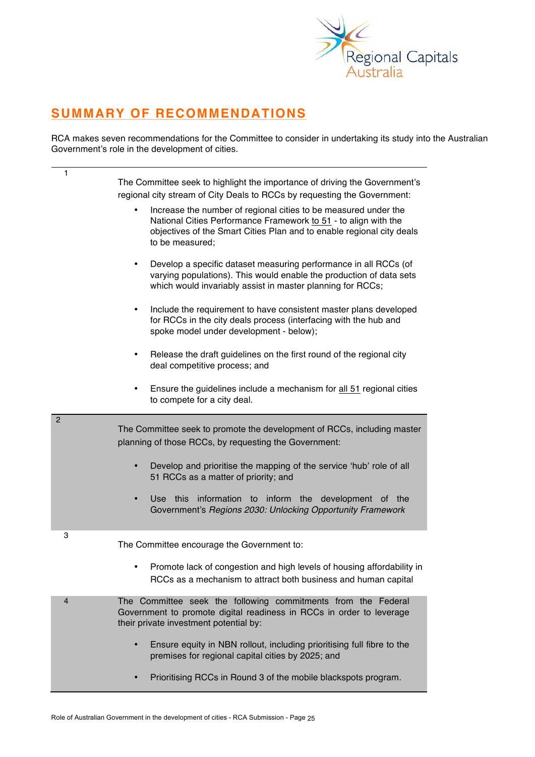## SUMMARY OF RECOMMENDATIONS

RCA makes seven recommendations for the Committee to consider in undertaking its study into the Australian Government's role in the development of cities.

**1**

The Committee seek to highlight the importance of driving the Government's regional city stream of City Deals to RCCs by requesting the Government:

- Increase the number of regional cities to be measured under the National Cities Performance Framework to 51 - to align with the objectives of the Smart Cities Plan and to enable regional city deals to be measured;
- Develop a specific dataset measuring performance in all RCCs (of varying populations). This would enable the production of data sets which would invariably assist in master planning for RCCs;
- Include the requirement to have consistent master plans developed for RCCs in the city deals process (interfacing with the hub and spoke model under development - below);
- Release the draft guidelines on the first round of the regional city deal competitive process; and
- Ensure the guidelines include a mechanism for all 51 regional cities to compete for a city deal.

**2**

The Committee seek to promote the development of RCCs, including master planning of those RCCs, by requesting the Government:

- Develop and prioritise the mapping of the service 'hub' role of all 51 RCCs as a matter of priority; and
- Use this information to inform the development of the Government's *Regions 2030: Unlocking Opportunity Framework*

**3**

The Committee encourage the Government to:

- Promote lack of congestion and high levels of housing affordability in RCCs as a mechanism to attract both business and human capital

**4**

The Committee seek the following commitments from the Federal Government to promote digital readiness in RCCs in order to leverage their private investment potential by:

- Ensure equity in NBN rollout, including prioritising full fibre to the premises for regional capital cities by 2025; and
- Prioritising RCCs in Round 3 of the mobile blackspots program.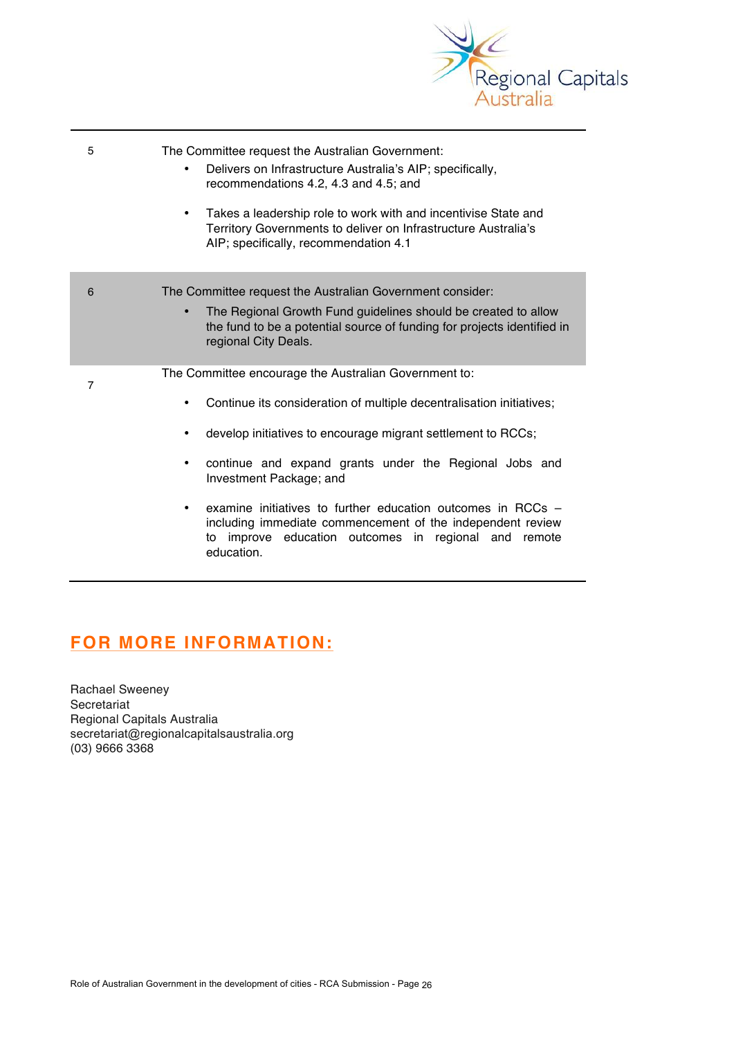| | |
|---|---|
| 5 | The Committee request the Australian Government:<br>• Delivers on Infrastructure Australia's AIP; specifically, recommendations 4.2, 4.3 and 4.5; and<br>• Takes a leadership role to work with and incentivise State and Territory Governments to deliver on Infrastructure Australia's AIP; specifically, recommendation 4.1 |
| 6 | The Committee request the Australian Government consider:<br>• The Regional Growth Fund guidelines should be created to allow the fund to be a potential source of funding for projects identified in regional City Deals. |
| 7 | The Committee encourage the Australian Government to:<br>• Continue its consideration of multiple decentralisation initiatives;<br>• develop initiatives to encourage migrant settlement to RCCs;<br>• continue and expand grants under the Regional Jobs and Investment Package; and<br>• examine initiatives to further education outcomes in RCCs – including immediate commencement of the independent review to improve education outcomes in regional and remote education. |

## FOR MORE INFORMATION:

Rachael Sweeney
Secretariat
Regional Capitals Australia
secretariat@regionalcapitalsaustralia.org
(03) 9666 3368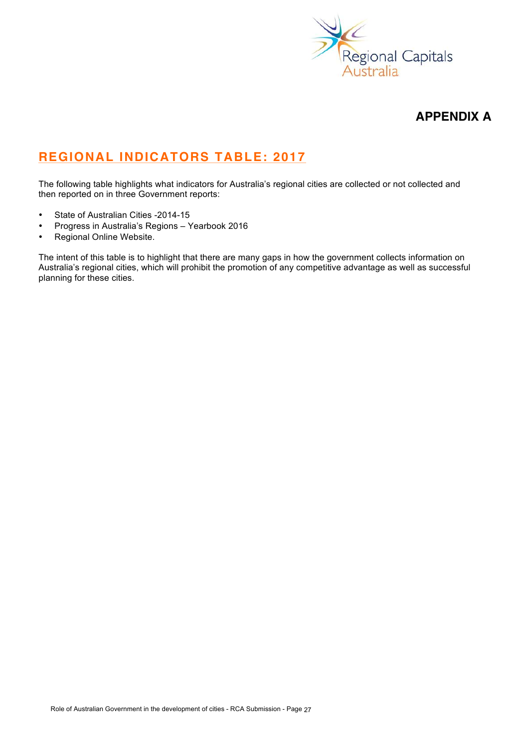## APPENDIX A

# REGIONAL INDICATORS TABLE: 2017

The following table highlights what indicators for Australia's regional cities are collected or not collected and then reported on in three Government reports:

- State of Australian Cities -2014-15
- Progress in Australia's Regions – Yearbook 2016
- Regional Online Website.

The intent of this table is to highlight that there are many gaps in how the government collects information on Australia's regional cities, which will prohibit the promotion of any competitive advantage as well as successful planning for these cities.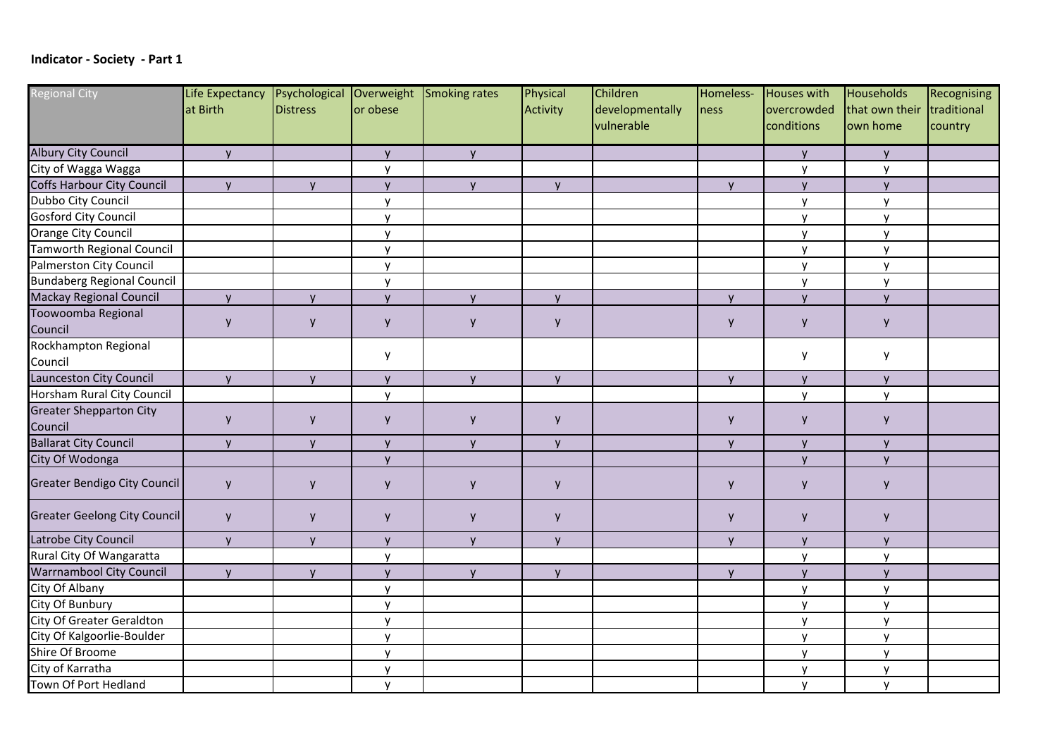**Indicator - Society - Part 1**

| Regional City | Life Expectancy at Birth | Psychological Distress | Overweight or obese | Smoking rates | Physical Activity | Children developmentally vulnerable | Homeless-ness | Houses with overcrowded conditions | Households that own their own home | Recognising traditional country |
|---|---|---|---|---|---|---|---|---|---|---|
| Albury City Council | y | | y | y | | | | y | y | |
| City of Wagga Wagga | | | y | | | | | y | y | |
| Coffs Harbour City Council | y | y | y | y | y | | y | y | y | |
| Dubbo City Council | | | y | | | | | y | y | |
| Gosford City Council | | | y | | | | | y | y | |
| Orange City Council | | | y | | | | | y | y | |
| Tamworth Regional Council | | | y | | | | | y | y | |
| Palmerston City Council | | | y | | | | | y | y | |
| Bundaberg Regional Council | | | y | | | | | y | y | |
| Mackay Regional Council | y | y | y | y | y | | y | y | y | |
| Toowoomba Regional Council | y | y | y | y | y | | y | y | y | |
| Rockhampton Regional Council | | | y | | | | | y | y | |
| Launceston City Council | y | y | y | y | y | | y | y | y | |
| Horsham Rural City Council | | | y | | | | | y | y | |
| Greater Shepparton City Council | y | y | y | y | y | | y | y | y | |
| Ballarat City Council | y | y | y | y | y | | y | y | y | |
| City Of Wodonga | | | y | | | | | y | y | |
| Greater Bendigo City Council | y | y | y | y | y | | y | y | y | |
| Greater Geelong City Council | y | y | y | y | y | | y | y | y | |
| Latrobe City Council | y | y | y | y | y | | y | y | y | |
| Rural City Of Wangaratta | | | y | | | | | y | y | |
| Warrnambool City Council | y | y | y | y | y | | y | y | y | |
| City Of Albany | | | y | | | | | y | y | |
| City Of Bunbury | | | y | | | | | y | y | |
| City Of Greater Geraldton | | | y | | | | | y | y | |
| City Of Kalgoorlie-Boulder | | | y | | | | | y | y | |
| Shire Of Broome | | | y | | | | | y | y | |
| City of Karratha | | | y | | | | | y | y | |
| Town Of Port Hedland | | | y | | | | | y | y | |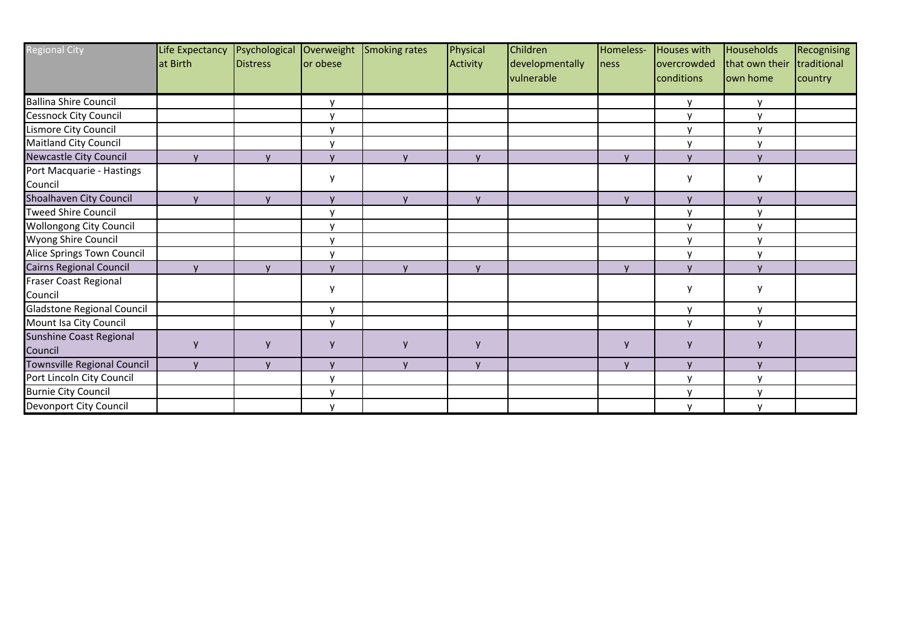| Regional City | Life Expectancy at Birth | Psychological Distress | Overweight or obese | Smoking rates | Physical Activity | Children developmentally vulnerable | Homeless-ness | Houses with overcrowded conditions | Households that own their own home | Recognising traditional country |
|---|---|---|---|---|---|---|---|---|---|---|
| Ballina Shire Council | | | y | | | | | y | y | |
| Cessnock City Council | | | y | | | | | y | y | |
| Lismore City Council | | | y | | | | | y | y | |
| Maitland City Council | | | y | | | | | y | y | |
| Newcastle City Council | y | y | y | y | y | | y | y | y | |
| Port Macquarie - Hastings Council | | | y | | | | | y | y | |
| Shoalhaven City Council | y | y | y | y | y | | y | y | y | |
| Tweed Shire Council | | | y | | | | | y | y | |
| Wollongong City Council | | | y | | | | | y | y | |
| Wyong Shire Council | | | y | | | | | y | y | |
| Alice Springs Town Council | | | y | | | | | y | y | |
| Cairns Regional Council | y | y | y | y | y | | y | y | y | |
| Fraser Coast Regional Council | | | y | | | | | y | y | |
| Gladstone Regional Council | | | y | | | | | y | y | |
| Mount Isa City Council | | | y | | | | | y | y | |
| Sunshine Coast Regional Council | y | y | y | y | y | | y | y | y | |
| Townsville Regional Council | y | y | y | y | y | | y | y | y | |
| Port Lincoln City Council | | | y | | | | | y | y | |
| Burnie City Council | | | y | | | | | y | y | |
| Devonport City Council | | | y | | | | | y | y | |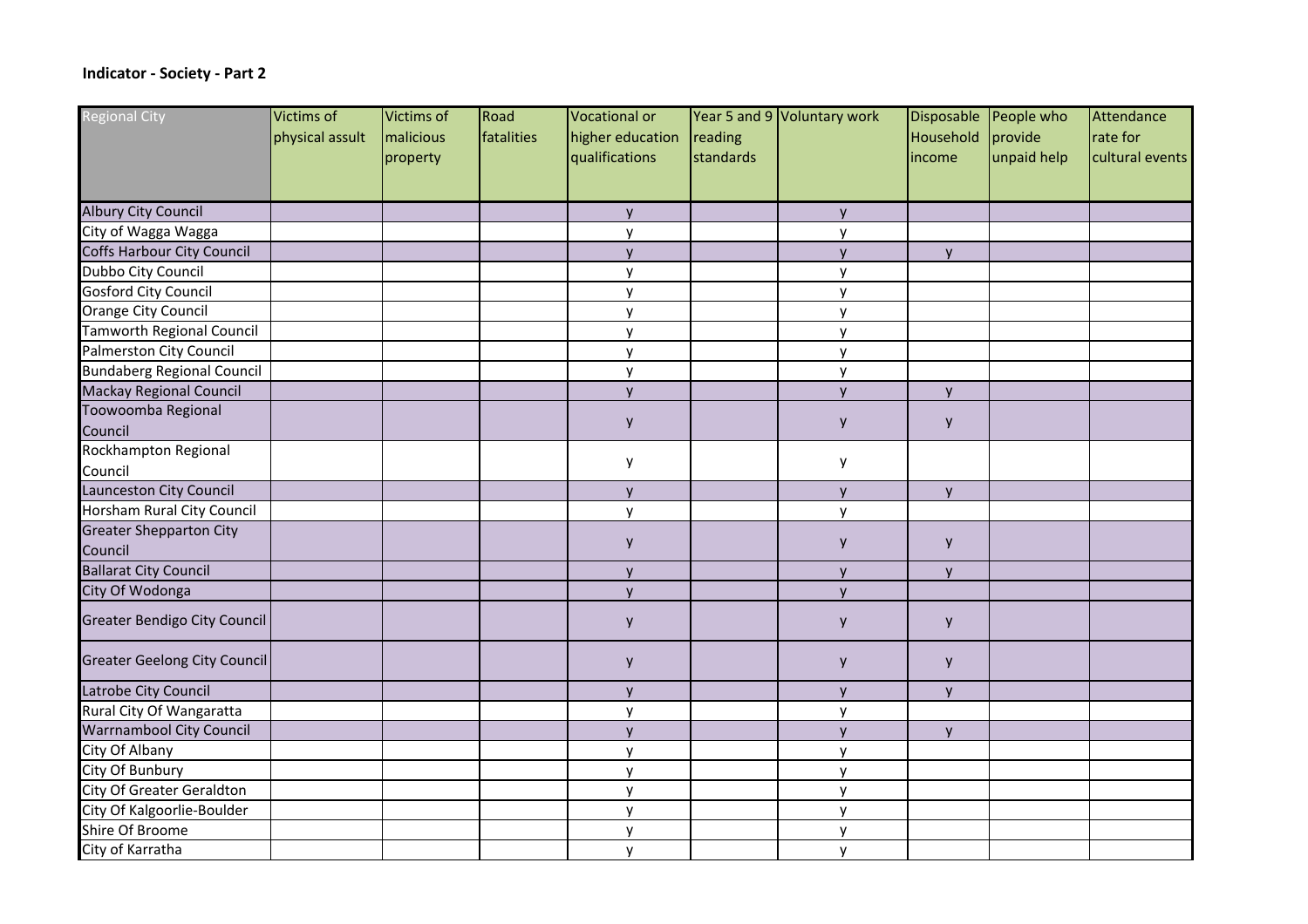**Indicator - Society - Part 2**

| Regional City | Victims of physical assult | Victims of malicious property | Road fatalities | Vocational or higher education qualifications | Year 5 and 9 reading standards | Voluntary work | Disposable Household income | People who provide unpaid help | Attendance rate for cultural events |
|---|---|---|---|---|---|---|---|---|---|
| Albury City Council | | | | y | | y | | | |
| City of Wagga Wagga | | | | y | | y | | | |
| Coffs Harbour City Council | | | | y | | y | y | | |
| Dubbo City Council | | | | y | | y | | | |
| Gosford City Council | | | | y | | y | | | |
| Orange City Council | | | | y | | y | | | |
| Tamworth Regional Council | | | | y | | y | | | |
| Palmerston City Council | | | | y | | y | | | |
| Bundaberg Regional Council | | | | y | | y | | | |
| Mackay Regional Council | | | | y | | y | y | | |
| Toowoomba Regional Council | | | | y | | y | y | | |
| Rockhampton Regional Council | | | | y | | y | | | |
| Launceston City Council | | | | y | | y | y | | |
| Horsham Rural City Council | | | | y | | y | | | |
| Greater Shepparton City Council | | | | y | | y | y | | |
| Ballarat City Council | | | | y | | y | y | | |
| City Of Wodonga | | | | y | | y | | | |
| Greater Bendigo City Council | | | | y | | y | y | | |
| Greater Geelong City Council | | | | y | | y | y | | |
| Latrobe City Council | | | | y | | y | y | | |
| Rural City Of Wangaratta | | | | y | | y | | | |
| Warrnambool City Council | | | | y | | y | y | | |
| City Of Albany | | | | y | | y | | | |
| City Of Bunbury | | | | y | | y | | | |
| City Of Greater Geraldton | | | | y | | y | | | |
| City Of Kalgoorlie-Boulder | | | | y | | y | | | |
| Shire Of Broome | | | | y | | y | | | |
| City of Karratha | | | | y | | y | | | |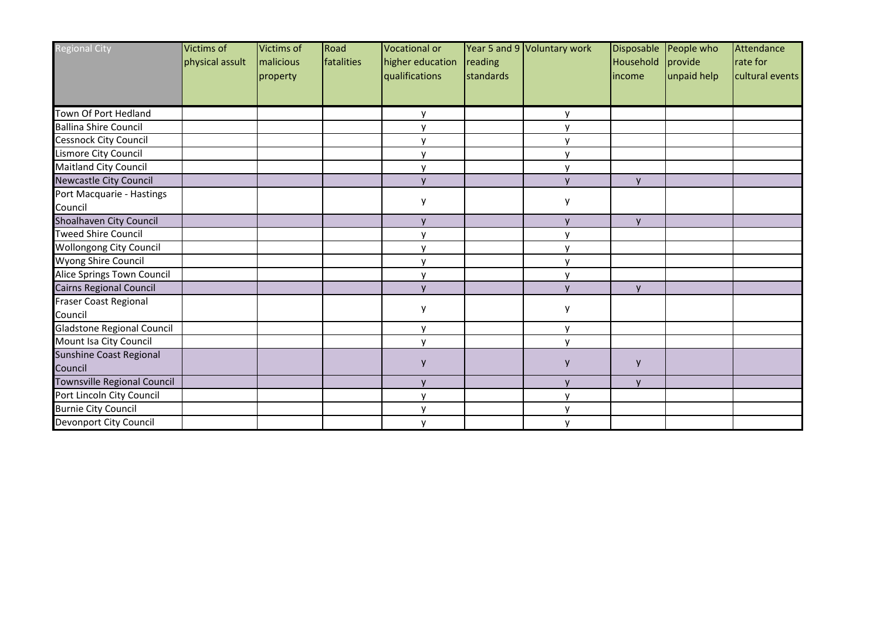| Regional City | Victims of physical assult | Victims of malicious property | Road fatalities | Vocational or higher education qualifications | Year 5 and 9 reading standards | Voluntary work | Disposable Household income | People who provide unpaid help | Attendance rate for cultural events |
|---|---|---|---|---|---|---|---|---|---|
| Town Of Port Hedland | | | | y | | y | | | |
| Ballina Shire Council | | | | y | | y | | | |
| Cessnock City Council | | | | y | | y | | | |
| Lismore City Council | | | | y | | y | | | |
| Maitland City Council | | | | y | | y | | | |
| Newcastle City Council | | | | y | | y | y | | |
| Port Macquarie - Hastings Council | | | | y | | y | | | |
| Shoalhaven City Council | | | | y | | y | y | | |
| Tweed Shire Council | | | | y | | y | | | |
| Wollongong City Council | | | | y | | y | | | |
| Wyong Shire Council | | | | y | | y | | | |
| Alice Springs Town Council | | | | y | | y | | | |
| Cairns Regional Council | | | | y | | y | y | | |
| Fraser Coast Regional Council | | | | y | | y | | | |
| Gladstone Regional Council | | | | y | | y | | | |
| Mount Isa City Council | | | | y | | y | | | |
| Sunshine Coast Regional Council | | | | y | | y | y | | |
| Townsville Regional Council | | | | y | | y | y | | |
| Port Lincoln City Council | | | | y | | y | | | |
| Burnie City Council | | | | y | | y | | | |
| Devonport City Council | | | | y | | y | | | |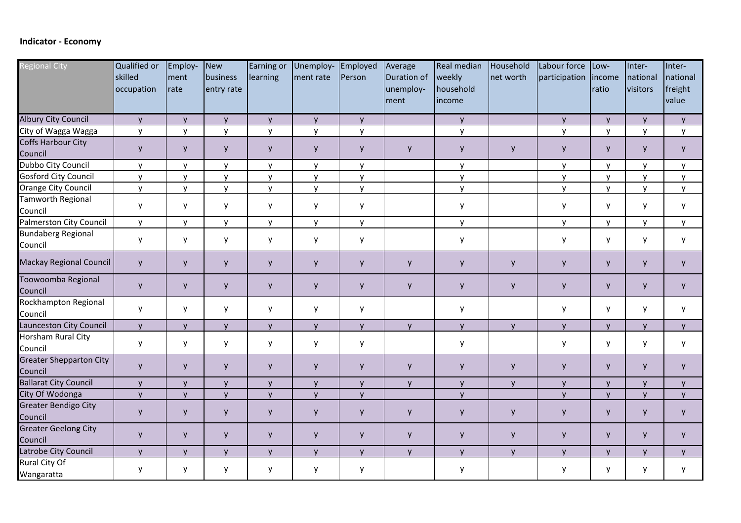**Indicator - Economy**

| Regional City | Qualified or skilled occupation | Employ-ment rate | New business entry rate | Earning or learning | Unemploy-ment rate | Employed Person | Average Duration of unemploy-ment | Real median weekly household income | Household net worth | Labour force participation | Low-income ratio | Inter-national visitors | Inter-national freight value |
|---|---|---|---|---|---|---|---|---|---|---|---|---|---|
| Albury City Council | y | y | y | y | y | y | | y | | y | y | y | y |
| City of Wagga Wagga | y | y | y | y | y | y | | y | | y | y | y | y |
| Coffs Harbour City Council | y | y | y | y | y | y | y | y | y | y | y | y | y |
| Dubbo City Council | y | y | y | y | y | y | | y | | y | y | y | y |
| Gosford City Council | y | y | y | y | y | y | | y | | y | y | y | y |
| Orange City Council | y | y | y | y | y | y | | y | | y | y | y | y |
| Tamworth Regional Council | y | y | y | y | y | y | | y | | y | y | y | y |
| Palmerston City Council | y | y | y | y | y | y | | y | | y | y | y | y |
| Bundaberg Regional Council | y | y | y | y | y | y | | y | | y | y | y | y |
| Mackay Regional Council | y | y | y | y | y | y | y | y | y | y | y | y | y |
| Toowoomba Regional Council | y | y | y | y | y | y | y | y | y | y | y | y | y |
| Rockhampton Regional Council | y | y | y | y | y | y | | y | | y | y | y | y |
| Launceston City Council | y | y | y | y | y | y | y | y | y | y | y | y | y |
| Horsham Rural City Council | y | y | y | y | y | y | | y | | y | y | y | y |
| Greater Shepparton City Council | y | y | y | y | y | y | y | y | y | y | y | y | y |
| Ballarat City Council | y | y | y | y | y | y | y | y | y | y | y | y | y |
| City Of Wodonga | y | y | y | y | y | y | | y | | y | y | y | y |
| Greater Bendigo City Council | y | y | y | y | y | y | y | y | y | y | y | y | y |
| Greater Geelong City Council | y | y | y | y | y | y | y | y | y | y | y | y | y |
| Latrobe City Council | y | y | y | y | y | y | y | y | y | y | y | y | y |
| Rural City Of Wangaratta | y | y | y | y | y | y | | y | | y | y | y | y |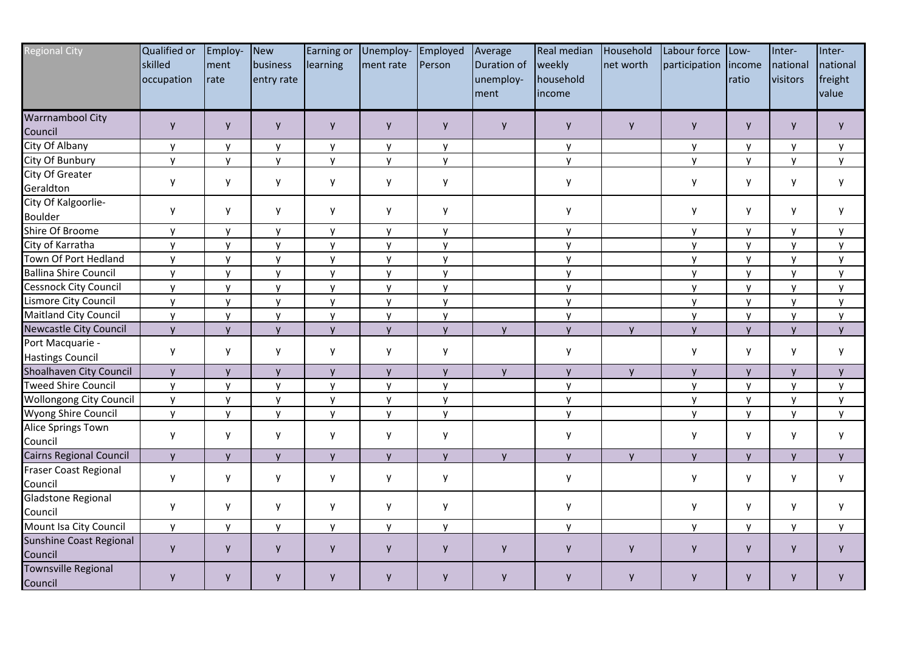| Regional City | Qualified or skilled occupation | Employ-ment rate | New business entry rate | Earning or learning | Unemploy-ment rate | Employed Person | Average Duration of unemploy-ment | Real median weekly household income | Household net worth | Labour force participation | Low-income ratio | Inter-national visitors | Inter-national freight value |
|---|---|---|---|---|---|---|---|---|---|---|---|---|---|
| Warrnambool City Council | y | y | y | y | y | y | y | y | y | y | y | y | y |
| City Of Albany | y | y | y | y | y | y | | y | | y | y | y | y |
| City Of Bunbury | y | y | y | y | y | y | | y | | y | y | y | y |
| City Of Greater Geraldton | y | y | y | y | y | y | | y | | y | y | y | y |
| City Of Kalgoorlie-Boulder | y | y | y | y | y | y | | y | | y | y | y | y |
| Shire Of Broome | y | y | y | y | y | y | | y | | y | y | y | y |
| City of Karratha | y | y | y | y | y | y | | y | | y | y | y | y |
| Town Of Port Hedland | y | y | y | y | y | y | | y | | y | y | y | y |
| Ballina Shire Council | y | y | y | y | y | y | | y | | y | y | y | y |
| Cessnock City Council | y | y | y | y | y | y | | y | | y | y | y | y |
| Lismore City Council | y | y | y | y | y | y | | y | | y | y | y | y |
| Maitland City Council | y | y | y | y | y | y | | y | | y | y | y | y |
| Newcastle City Council | y | y | y | y | y | y | y | y | y | y | y | y | y |
| Port Macquarie - Hastings Council | y | y | y | y | y | y | | y | | y | y | y | y |
| Shoalhaven City Council | y | y | y | y | y | y | y | y | y | y | y | y | y |
| Tweed Shire Council | y | y | y | y | y | y | | y | | y | y | y | y |
| Wollongong City Council | y | y | y | y | y | y | | y | | y | y | y | y |
| Wyong Shire Council | y | y | y | y | y | y | | y | | y | y | y | y |
| Alice Springs Town Council | y | y | y | y | y | y | | y | | y | y | y | y |
| Cairns Regional Council | y | y | y | y | y | y | y | y | y | y | y | y | y |
| Fraser Coast Regional Council | y | y | y | y | y | y | | y | | y | y | y | y |
| Gladstone Regional Council | y | y | y | y | y | y | | y | | y | y | y | y |
| Mount Isa City Council | y | y | y | y | y | y | | y | | y | y | y | y |
| Sunshine Coast Regional Council | y | y | y | y | y | y | y | y | y | y | y | y | y |
| Townsville Regional Council | y | y | y | y | y | y | y | y | y | y | y | y | y |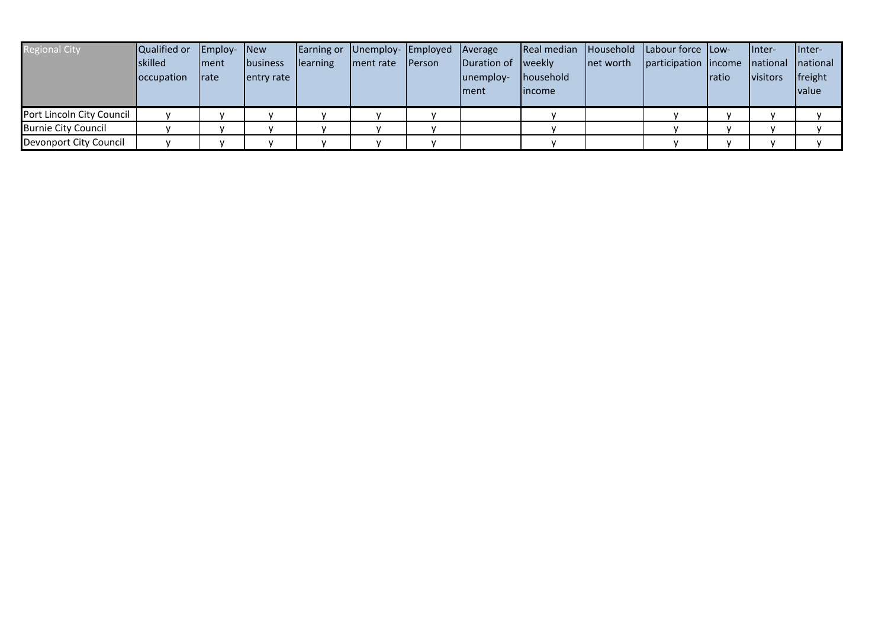| Regional City | Qualified or skilled occupation | Employment rate | New business entry rate | Earning or learning | Unemployment rate | Employed Person | Average Duration of unemployment | Real median weekly household income | Household net worth | Labour force participation | Low-income ratio | International visitors | International freight value |
|---|---|---|---|---|---|---|---|---|---|---|---|---|---|
| Port Lincoln City Council | y | y | y | y | y | y | | y | | y | y | y | y |
| Burnie City Council | y | y | y | y | y | y | | y | | y | y | y | y |
| Devonport City Council | y | y | y | y | y | y | | y | | y | y | y | y |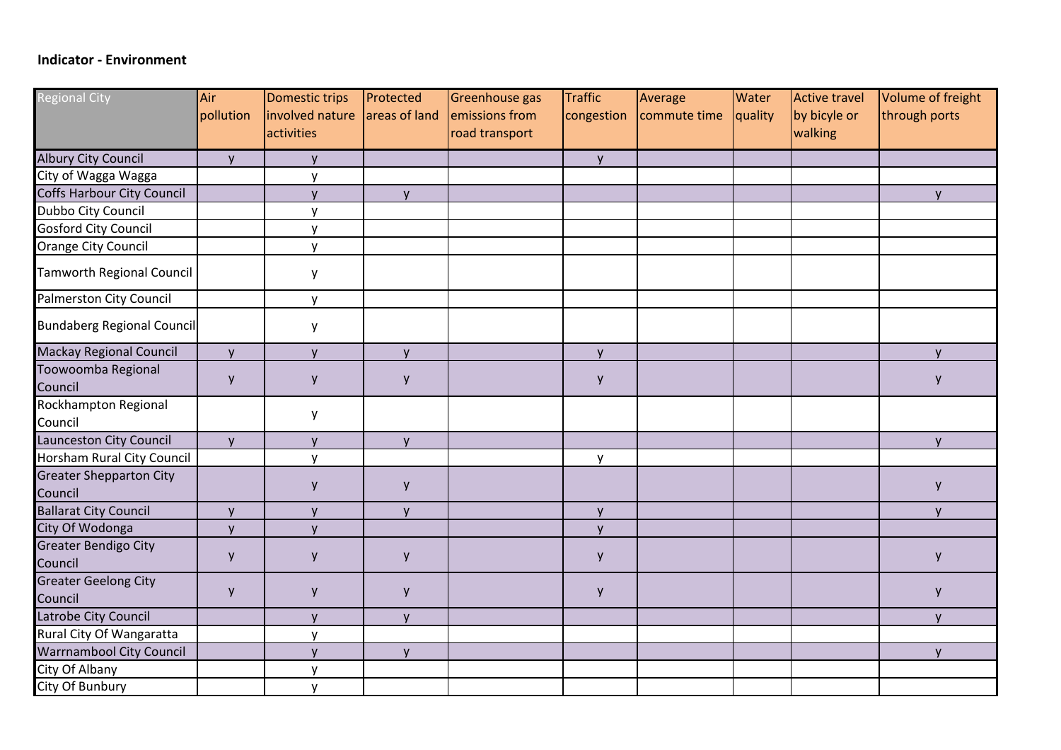**Indicator - Environment**

| Regional City | Air pollution | Domestic trips involved nature activities | Protected areas of land | Greenhouse gas emissions from road transport | Traffic congestion | Average commute time | Water quality | Active travel by bicyle or walking | Volume of freight through ports |
|---|---|---|---|---|---|---|---|---|---|
| Albury City Council | y | y | | | y | | | | |
| City of Wagga Wagga | | y | | | | | | | |
| Coffs Harbour City Council | | y | y | | | | | | y |
| Dubbo City Council | | y | | | | | | | |
| Gosford City Council | | y | | | | | | | |
| Orange City Council | | y | | | | | | | |
| Tamworth Regional Council | | y | | | | | | | |
| Palmerston City Council | | y | | | | | | | |
| Bundaberg Regional Council | | y | | | | | | | |
| Mackay Regional Council | y | y | y | | y | | | | y |
| Toowoomba Regional Council | y | y | y | | y | | | | y |
| Rockhampton Regional Council | | y | | | | | | | |
| Launceston City Council | y | y | y | | | | | | y |
| Horsham Rural City Council | | y | | | y | | | | |
| Greater Shepparton City Council | | y | y | | | | | | y |
| Ballarat City Council | y | y | y | | y | | | | y |
| City Of Wodonga | y | y | | | y | | | | |
| Greater Bendigo City Council | y | y | y | | y | | | | y |
| Greater Geelong City Council | y | y | y | | y | | | | y |
| Latrobe City Council | | y | y | | | | | | y |
| Rural City Of Wangaratta | | y | | | | | | | |
| Warrnambool City Council | | y | y | | | | | | y |
| City Of Albany | | y | | | | | | | |
| City Of Bunbury | | y | | | | | | | |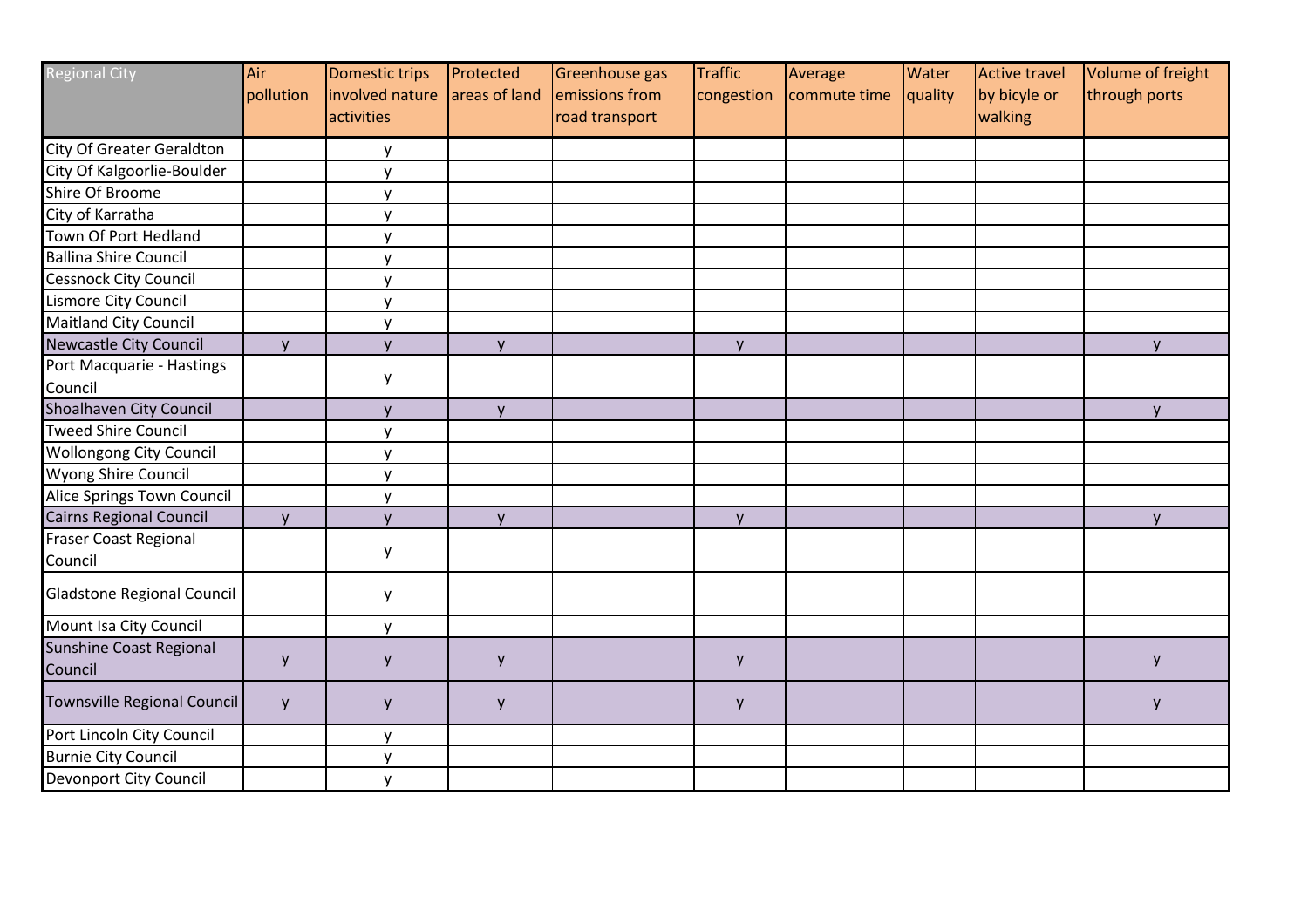| Regional City | Air pollution | Domestic trips involved nature activities | Protected areas of land | Greenhouse gas emissions from road transport | Traffic congestion | Average commute time | Water quality | Active travel by bicyle or walking | Volume of freight through ports |
|---|---|---|---|---|---|---|---|---|---|
| City Of Greater Geraldton | | y | | | | | | | |
| City Of Kalgoorlie-Boulder | | y | | | | | | | |
| Shire Of Broome | | y | | | | | | | |
| City of Karratha | | y | | | | | | | |
| Town Of Port Hedland | | y | | | | | | | |
| Ballina Shire Council | | y | | | | | | | |
| Cessnock City Council | | y | | | | | | | |
| Lismore City Council | | y | | | | | | | |
| Maitland City Council | | y | | | | | | | |
| Newcastle City Council | y | y | y | | y | | | | y |
| Port Macquarie - Hastings Council | | y | | | | | | | |
| Shoalhaven City Council | | y | y | | | | | | y |
| Tweed Shire Council | | y | | | | | | | |
| Wollongong City Council | | y | | | | | | | |
| Wyong Shire Council | | y | | | | | | | |
| Alice Springs Town Council | | y | | | | | | | |
| Cairns Regional Council | y | y | y | | y | | | | y |
| Fraser Coast Regional Council | | y | | | | | | | |
| Gladstone Regional Council | | y | | | | | | | |
| Mount Isa City Council | | y | | | | | | | |
| Sunshine Coast Regional Council | y | y | y | | y | | | | y |
| Townsville Regional Council | y | y | y | | y | | | | y |
| Port Lincoln City Council | | y | | | | | | | |
| Burnie City Council | | y | | | | | | | |
| Devonport City Council | | y | | | | | | | |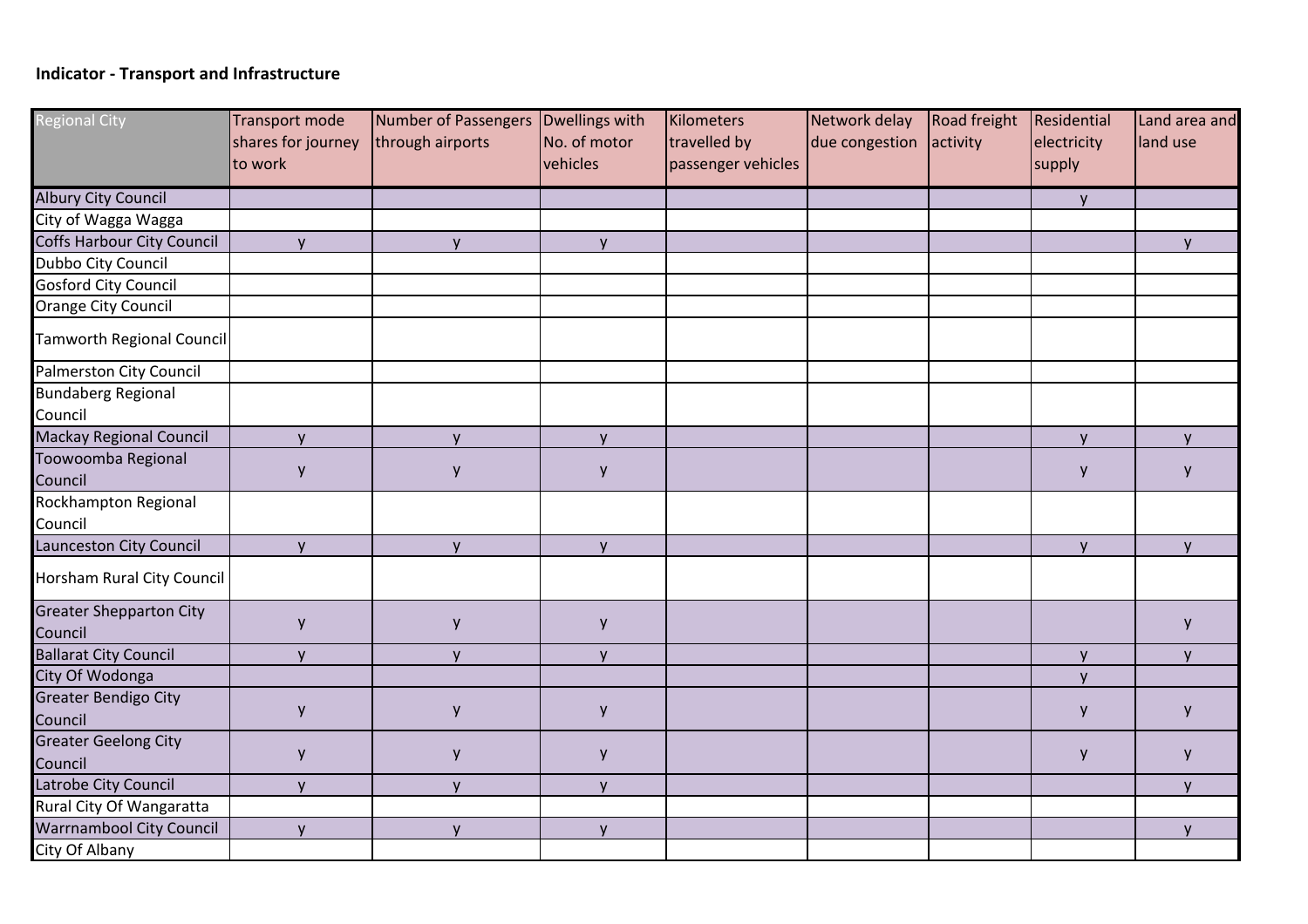**Indicator - Transport and Infrastructure**

| Regional City | Transport mode shares for journey to work | Number of Passengers through airports | Dwellings with No. of motor vehicles | Kilometers travelled by passenger vehicles | Network delay due congestion | Road freight activity | Residential electricity supply | Land area and land use |
|---|---|---|---|---|---|---|---|---|
| Albury City Council | | | | | | | y | |
| City of Wagga Wagga | | | | | | | | |
| Coffs Harbour City Council | y | y | y | | | | | y |
| Dubbo City Council | | | | | | | | |
| Gosford City Council | | | | | | | | |
| Orange City Council | | | | | | | | |
| Tamworth Regional Council | | | | | | | | |
| Palmerston City Council | | | | | | | | |
| Bundaberg Regional Council | | | | | | | | |
| Mackay Regional Council | y | y | y | | | | y | y |
| Toowoomba Regional Council | y | y | y | | | | y | y |
| Rockhampton Regional Council | | | | | | | | |
| Launceston City Council | y | y | y | | | | y | y |
| Horsham Rural City Council | | | | | | | | |
| Greater Shepparton City Council | y | y | y | | | | | y |
| Ballarat City Council | y | y | y | | | | y | y |
| City Of Wodonga | | | | | | | y | |
| Greater Bendigo City Council | y | y | y | | | | y | y |
| Greater Geelong City Council | y | y | y | | | | y | y |
| Latrobe City Council | y | y | y | | | | | y |
| Rural City Of Wangaratta | | | | | | | | |
| Warrnambool City Council | y | y | y | | | | | y |
| City Of Albany | | | | | | | | |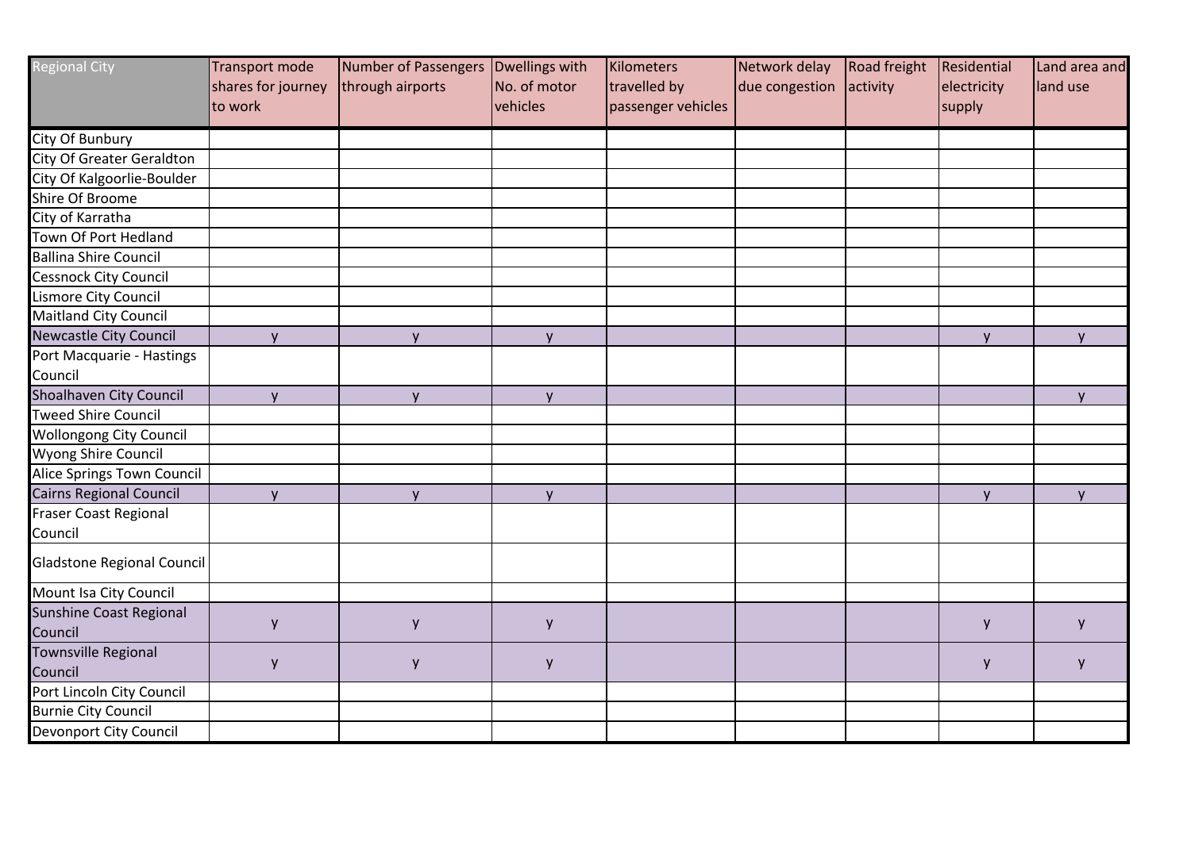| Regional City | Transport mode shares for journey to work | Number of Passengers through airports | Dwellings with No. of motor vehicles | Kilometers travelled by passenger vehicles | Network delay due congestion | Road freight activity | Residential electricity supply | Land area and land use |
|---|---|---|---|---|---|---|---|---|
| City Of Bunbury | | | | | | | | |
| City Of Greater Geraldton | | | | | | | | |
| City Of Kalgoorlie-Boulder | | | | | | | | |
| Shire Of Broome | | | | | | | | |
| City of Karratha | | | | | | | | |
| Town Of Port Hedland | | | | | | | | |
| Ballina Shire Council | | | | | | | | |
| Cessnock City Council | | | | | | | | |
| Lismore City Council | | | | | | | | |
| Maitland City Council | | | | | | | | |
| Newcastle City Council | y | y | y | | | | y | y |
| Port Macquarie - Hastings Council | | | | | | | | |
| Shoalhaven City Council | y | y | y | | | | | y |
| Tweed Shire Council | | | | | | | | |
| Wollongong City Council | | | | | | | | |
| Wyong Shire Council | | | | | | | | |
| Alice Springs Town Council | | | | | | | | |
| Cairns Regional Council | y | y | y | | | | y | y |
| Fraser Coast Regional Council | | | | | | | | |
| Gladstone Regional Council | | | | | | | | |
| Mount Isa City Council | | | | | | | | |
| Sunshine Coast Regional Council | y | y | y | | | | y | y |
| Townsville Regional Council | y | y | y | | | | y | y |
| Port Lincoln City Council | | | | | | | | |
| Burnie City Council | | | | | | | | |
| Devonport City Council | | | | | | | | |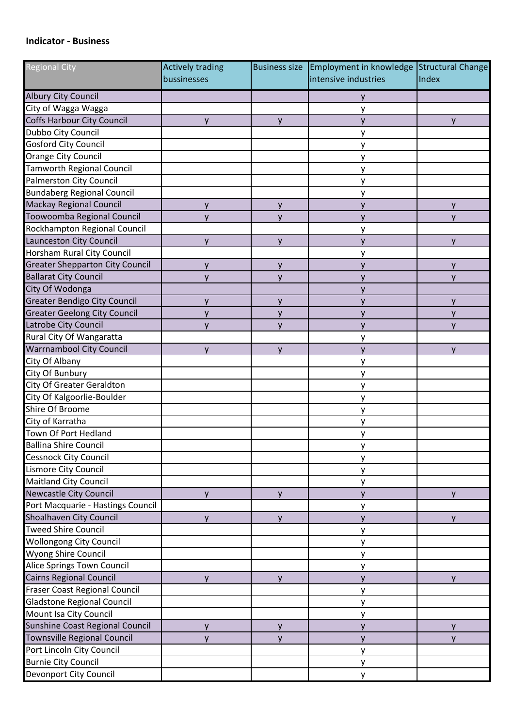**Indicator - Business**

| Regional City | Actively trading bussinesses | Business size | Employment in knowledge intensive industries | Structural Change Index |
|---|---|---|---|---|
| Albury City Council | | | y | |
| City of Wagga Wagga | | | y | |
| Coffs Harbour City Council | y | y | y | y |
| Dubbo City Council | | | y | |
| Gosford City Council | | | y | |
| Orange City Council | | | y | |
| Tamworth Regional Council | | | y | |
| Palmerston City Council | | | y | |
| Bundaberg Regional Council | | | y | |
| Mackay Regional Council | y | y | y | y |
| Toowoomba Regional Council | y | y | y | y |
| Rockhampton Regional Council | | | y | |
| Launceston City Council | y | y | y | y |
| Horsham Rural City Council | | | y | |
| Greater Shepparton City Council | y | y | y | y |
| Ballarat City Council | y | y | y | y |
| City Of Wodonga | | | y | |
| Greater Bendigo City Council | y | y | y | y |
| Greater Geelong City Council | y | y | y | y |
| Latrobe City Council | y | y | y | y |
| Rural City Of Wangaratta | | | y | |
| Warrnambool City Council | y | y | y | y |
| City Of Albany | | | y | |
| City Of Bunbury | | | y | |
| City Of Greater Geraldton | | | y | |
| City Of Kalgoorlie-Boulder | | | y | |
| Shire Of Broome | | | y | |
| City of Karratha | | | y | |
| Town Of Port Hedland | | | y | |
| Ballina Shire Council | | | y | |
| Cessnock City Council | | | y | |
| Lismore City Council | | | y | |
| Maitland City Council | | | y | |
| Newcastle City Council | y | y | y | y |
| Port Macquarie - Hastings Council | | | y | |
| Shoalhaven City Council | y | y | y | y |
| Tweed Shire Council | | | y | |
| Wollongong City Council | | | y | |
| Wyong Shire Council | | | y | |
| Alice Springs Town Council | | | y | |
| Cairns Regional Council | y | y | y | y |
| Fraser Coast Regional Council | | | y | |
| Gladstone Regional Council | | | y | |
| Mount Isa City Council | | | y | |
| Sunshine Coast Regional Council | y | y | y | y |
| Townsville Regional Council | y | y | y | y |
| Port Lincoln City Council | | | y | |
| Burnie City Council | | | y | |
| Devonport City Council | | | y | |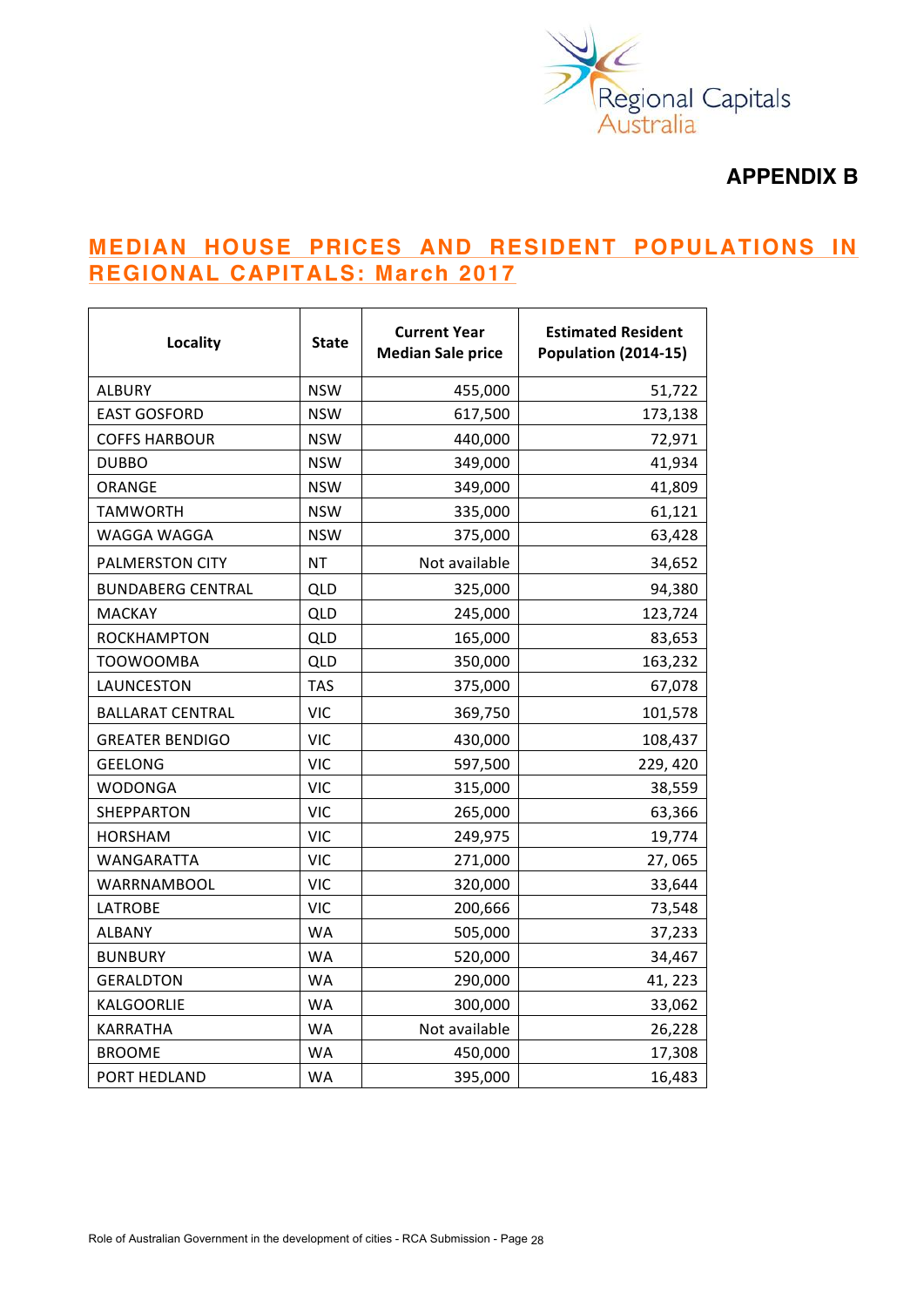Regional Capitals Australia

**APPENDIX B**

## MEDIAN HOUSE PRICES AND RESIDENT POPULATIONS IN REGIONAL CAPITALS: March 2017

| Locality | State | Current Year Median Sale price | Estimated Resident Population (2014-15) |
|---|---|---|---|
| ALBURY | NSW | 455,000 | 51,722 |
| EAST GOSFORD | NSW | 617,500 | 173,138 |
| COFFS HARBOUR | NSW | 440,000 | 72,971 |
| DUBBO | NSW | 349,000 | 41,934 |
| ORANGE | NSW | 349,000 | 41,809 |
| TAMWORTH | NSW | 335,000 | 61,121 |
| WAGGA WAGGA | NSW | 375,000 | 63,428 |
| PALMERSTON CITY | NT | Not available | 34,652 |
| BUNDABERG CENTRAL | QLD | 325,000 | 94,380 |
| MACKAY | QLD | 245,000 | 123,724 |
| ROCKHAMPTON | QLD | 165,000 | 83,653 |
| TOOWOOMBA | QLD | 350,000 | 163,232 |
| LAUNCESTON | TAS | 375,000 | 67,078 |
| BALLARAT CENTRAL | VIC | 369,750 | 101,578 |
| GREATER BENDIGO | VIC | 430,000 | 108,437 |
| GEELONG | VIC | 597,500 | 229, 420 |
| WODONGA | VIC | 315,000 | 38,559 |
| SHEPPARTON | VIC | 265,000 | 63,366 |
| HORSHAM | VIC | 249,975 | 19,774 |
| WANGARATTA | VIC | 271,000 | 27, 065 |
| WARRNAMBOOL | VIC | 320,000 | 33,644 |
| LATROBE | VIC | 200,666 | 73,548 |
| ALBANY | WA | 505,000 | 37,233 |
| BUNBURY | WA | 520,000 | 34,467 |
| GERALDTON | WA | 290,000 | 41, 223 |
| KALGOORLIE | WA | 300,000 | 33,062 |
| KARRATHA | WA | Not available | 26,228 |
| BROOME | WA | 450,000 | 17,308 |
| PORT HEDLAND | WA | 395,000 | 16,483 |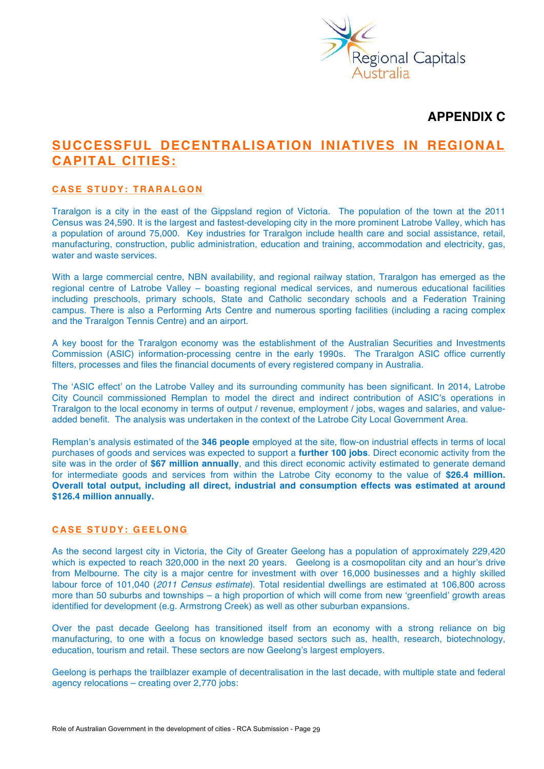## APPENDIX C

## SUCCESSFUL DECENTRALISATION INIATIVES IN REGIONAL CAPITAL CITIES:

### CASE STUDY: TRARALGON

Traralgon is a city in the east of the Gippsland region of Victoria. The population of the town at the 2011 Census was 24,590. It is the largest and fastest-developing city in the more prominent Latrobe Valley, which has a population of around 75,000. Key industries for Traralgon include health care and social assistance, retail, manufacturing, construction, public administration, education and training, accommodation and electricity, gas, water and waste services.

With a large commercial centre, NBN availability, and regional railway station, Traralgon has emerged as the regional centre of Latrobe Valley – boasting regional medical services, and numerous educational facilities including preschools, primary schools, State and Catholic secondary schools and a Federation Training campus. There is also a Performing Arts Centre and numerous sporting facilities (including a racing complex and the Traralgon Tennis Centre) and an airport.

A key boost for the Traralgon economy was the establishment of the Australian Securities and Investments Commission (ASIC) information-processing centre in the early 1990s. The Traralgon ASIC office currently filters, processes and files the financial documents of every registered company in Australia.

The 'ASIC effect' on the Latrobe Valley and its surrounding community has been significant. In 2014, Latrobe City Council commissioned Remplan to model the direct and indirect contribution of ASIC's operations in Traralgon to the local economy in terms of output / revenue, employment / jobs, wages and salaries, and value-added benefit. The analysis was undertaken in the context of the Latrobe City Local Government Area.

Remplan's analysis estimated of the **346 people** employed at the site, flow-on industrial effects in terms of local purchases of goods and services was expected to support a **further 100 jobs**. Direct economic activity from the site was in the order of **$67 million annually**, and this direct economic activity estimated to generate demand for intermediate goods and services from within the Latrobe City economy to the value of **$26.4 million. Overall total output, including all direct, industrial and consumption effects was estimated at around $126.4 million annually.**

### CASE STUDY: GEELONG

As the second largest city in Victoria, the City of Greater Geelong has a population of approximately 229,420 which is expected to reach 320,000 in the next 20 years. Geelong is a cosmopolitan city and an hour's drive from Melbourne. The city is a major centre for investment with over 16,000 businesses and a highly skilled labour force of 101,040 (*2011 Census estimate*). Total residential dwellings are estimated at 106,800 across more than 50 suburbs and townships – a high proportion of which will come from new 'greenfield' growth areas identified for development (e.g. Armstrong Creek) as well as other suburban expansions.

Over the past decade Geelong has transitioned itself from an economy with a strong reliance on big manufacturing, to one with a focus on knowledge based sectors such as, health, research, biotechnology, education, tourism and retail. These sectors are now Geelong's largest employers.

Geelong is perhaps the trailblazer example of decentralisation in the last decade, with multiple state and federal agency relocations – creating over 2,770 jobs: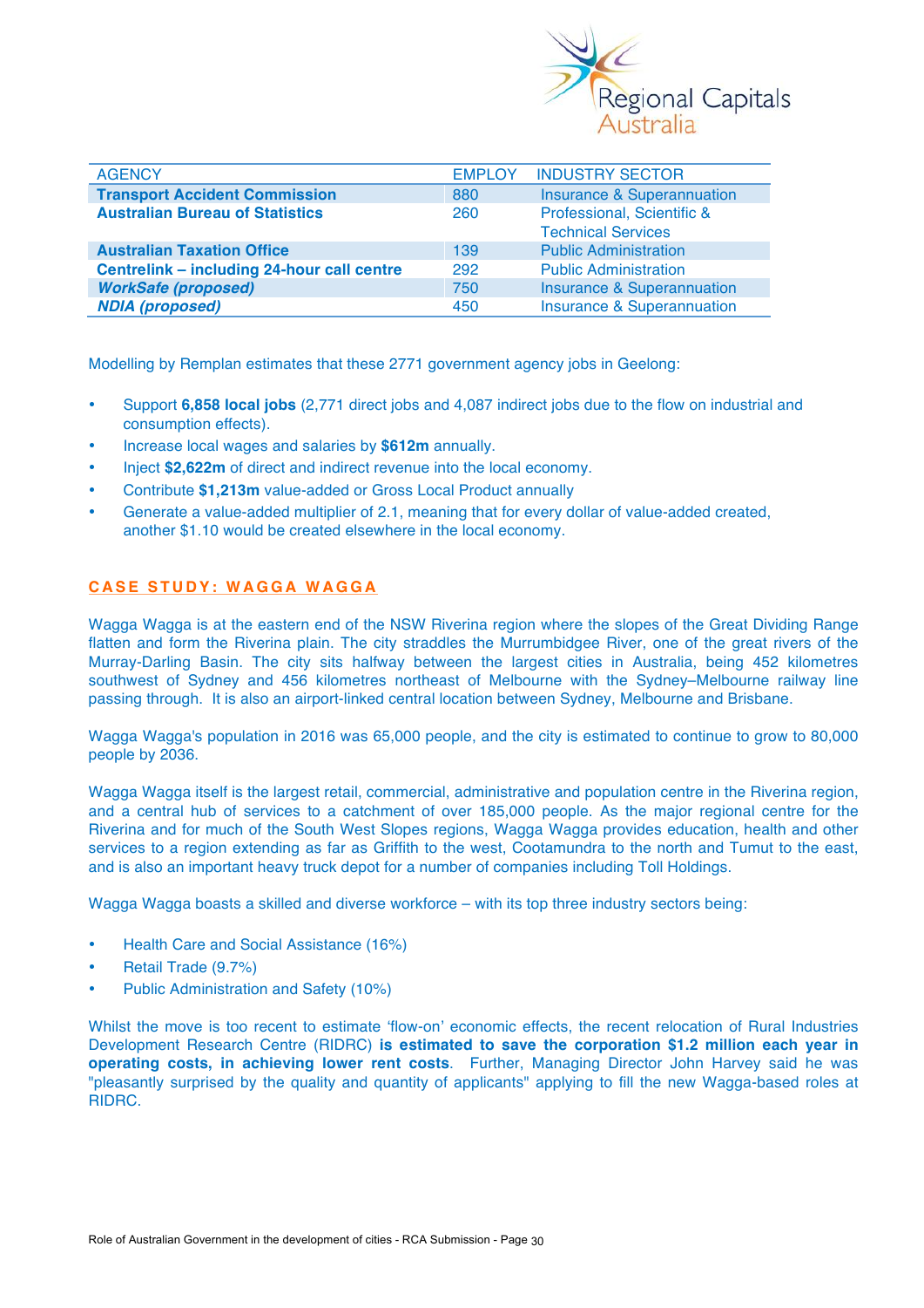| AGENCY | EMPLOY | INDUSTRY SECTOR |
| --- | --- | --- |
| **Transport Accident Commission** | 880 | Insurance & Superannuation |
| **Australian Bureau of Statistics** | 260 | Professional, Scientific & Technical Services |
| **Australian Taxation Office** | 139 | Public Administration |
| **Centrelink – including 24-hour call centre** | 292 | Public Administration |
| ***WorkSafe (proposed)*** | 750 | Insurance & Superannuation |
| ***NDIA (proposed)*** | 450 | Insurance & Superannuation |

Modelling by Remplan estimates that these 2771 government agency jobs in Geelong:

- Support **6,858 local jobs** (2,771 direct jobs and 4,087 indirect jobs due to the flow on industrial and consumption effects).
- Increase local wages and salaries by **$612m** annually.
- Inject **$2,622m** of direct and indirect revenue into the local economy.
- Contribute **$1,213m** value-added or Gross Local Product annually
- Generate a value-added multiplier of 2.1, meaning that for every dollar of value-added created, another $1.10 would be created elsewhere in the local economy.

## CASE STUDY: WAGGA WAGGA

Wagga Wagga is at the eastern end of the NSW Riverina region where the slopes of the Great Dividing Range flatten and form the Riverina plain. The city straddles the Murrumbidgee River, one of the great rivers of the Murray-Darling Basin. The city sits halfway between the largest cities in Australia, being 452 kilometres southwest of Sydney and 456 kilometres northeast of Melbourne with the Sydney–Melbourne railway line passing through. It is also an airport-linked central location between Sydney, Melbourne and Brisbane.

Wagga Wagga's population in 2016 was 65,000 people, and the city is estimated to continue to grow to 80,000 people by 2036.

Wagga Wagga itself is the largest retail, commercial, administrative and population centre in the Riverina region, and a central hub of services to a catchment of over 185,000 people. As the major regional centre for the Riverina and for much of the South West Slopes regions, Wagga Wagga provides education, health and other services to a region extending as far as Griffith to the west, Cootamundra to the north and Tumut to the east, and is also an important heavy truck depot for a number of companies including Toll Holdings.

Wagga Wagga boasts a skilled and diverse workforce – with its top three industry sectors being:

- Health Care and Social Assistance (16%)
- Retail Trade (9.7%)
- Public Administration and Safety (10%)

Whilst the move is too recent to estimate 'flow-on' economic effects, the recent relocation of Rural Industries Development Research Centre (RIDRC) **is estimated to save the corporation $1.2 million each year in operating costs, in achieving lower rent costs**. Further, Managing Director John Harvey said he was "pleasantly surprised by the quality and quantity of applicants" applying to fill the new Wagga-based roles at RIDRC.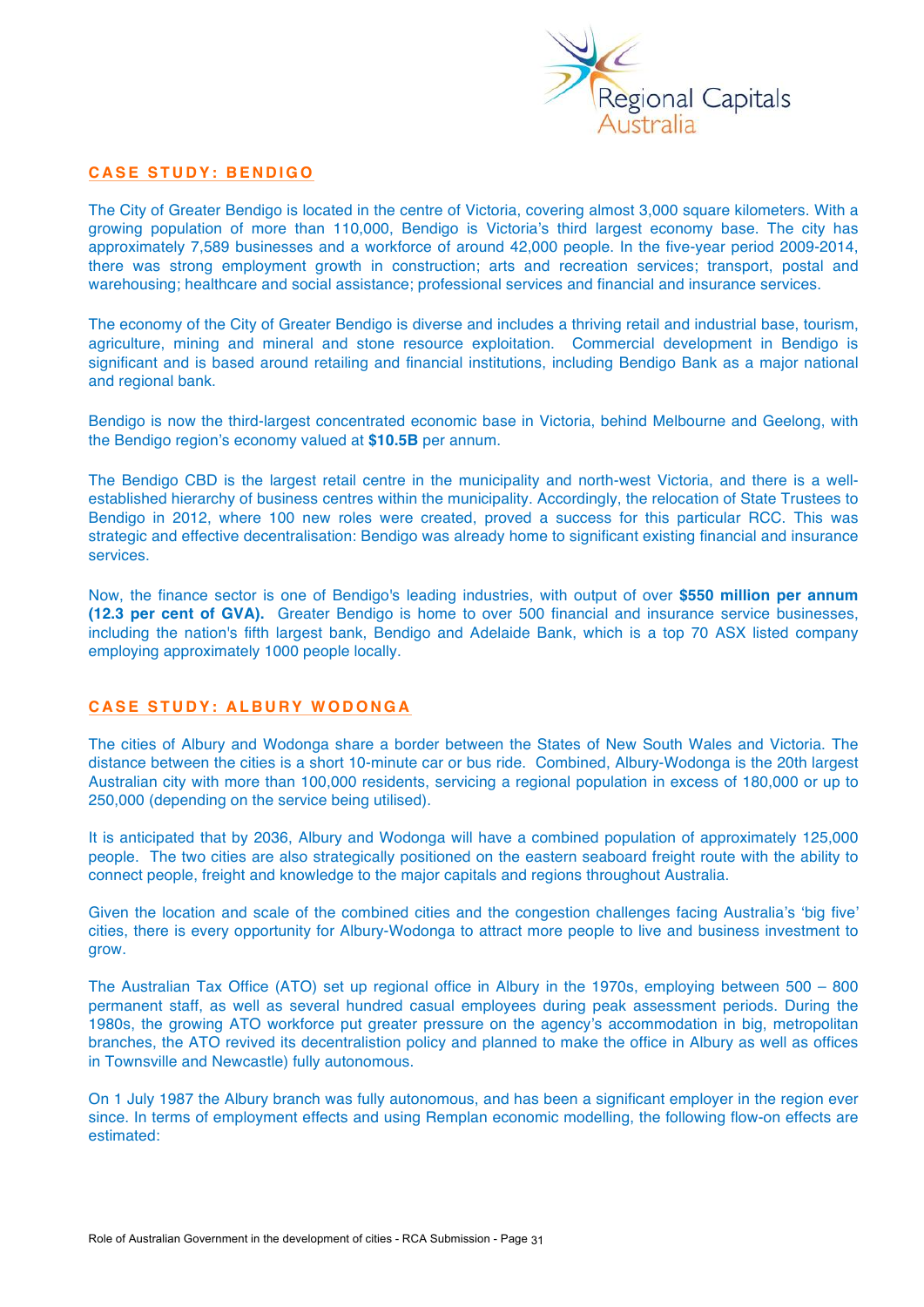## CASE STUDY: BENDIGO

The City of Greater Bendigo is located in the centre of Victoria, covering almost 3,000 square kilometers. With a growing population of more than 110,000, Bendigo is Victoria's third largest economy base. The city has approximately 7,589 businesses and a workforce of around 42,000 people. In the five-year period 2009-2014, there was strong employment growth in construction; arts and recreation services; transport, postal and warehousing; healthcare and social assistance; professional services and financial and insurance services.

The economy of the City of Greater Bendigo is diverse and includes a thriving retail and industrial base, tourism, agriculture, mining and mineral and stone resource exploitation. Commercial development in Bendigo is significant and is based around retailing and financial institutions, including Bendigo Bank as a major national and regional bank.

Bendigo is now the third-largest concentrated economic base in Victoria, behind Melbourne and Geelong, with the Bendigo region's economy valued at **$10.5B** per annum.

The Bendigo CBD is the largest retail centre in the municipality and north-west Victoria, and there is a well-established hierarchy of business centres within the municipality. Accordingly, the relocation of State Trustees to Bendigo in 2012, where 100 new roles were created, proved a success for this particular RCC. This was strategic and effective decentralisation: Bendigo was already home to significant existing financial and insurance services.

Now, the finance sector is one of Bendigo's leading industries, with output of over **$550 million per annum (12.3 per cent of GVA).** Greater Bendigo is home to over 500 financial and insurance service businesses, including the nation's fifth largest bank, Bendigo and Adelaide Bank, which is a top 70 ASX listed company employing approximately 1000 people locally.

## CASE STUDY: ALBURY WODONGA

The cities of Albury and Wodonga share a border between the States of New South Wales and Victoria. The distance between the cities is a short 10-minute car or bus ride. Combined, Albury-Wodonga is the 20th largest Australian city with more than 100,000 residents, servicing a regional population in excess of 180,000 or up to 250,000 (depending on the service being utilised).

It is anticipated that by 2036, Albury and Wodonga will have a combined population of approximately 125,000 people. The two cities are also strategically positioned on the eastern seaboard freight route with the ability to connect people, freight and knowledge to the major capitals and regions throughout Australia.

Given the location and scale of the combined cities and the congestion challenges facing Australia's 'big five' cities, there is every opportunity for Albury-Wodonga to attract more people to live and business investment to grow.

The Australian Tax Office (ATO) set up regional office in Albury in the 1970s, employing between 500 – 800 permanent staff, as well as several hundred casual employees during peak assessment periods. During the 1980s, the growing ATO workforce put greater pressure on the agency's accommodation in big, metropolitan branches, the ATO revived its decentralistion policy and planned to make the office in Albury as well as offices in Townsville and Newcastle) fully autonomous.

On 1 July 1987 the Albury branch was fully autonomous, and has been a significant employer in the region ever since. In terms of employment effects and using Remplan economic modelling, the following flow-on effects are estimated: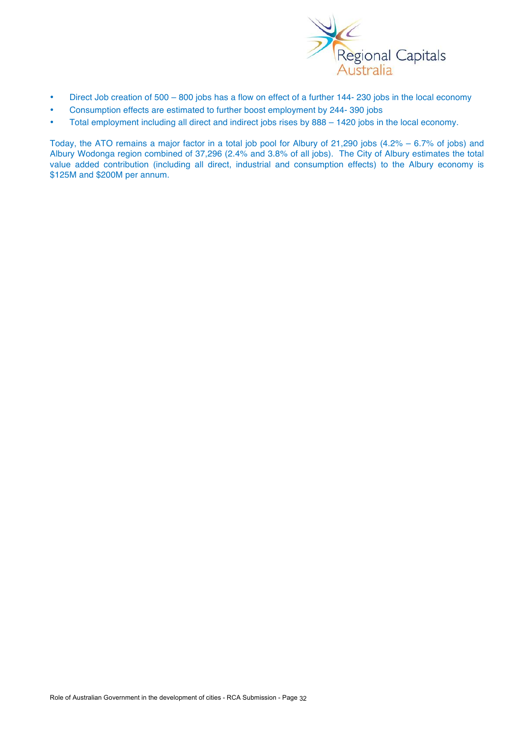- Direct Job creation of 500 – 800 jobs has a flow on effect of a further 144- 230 jobs in the local economy
- Consumption effects are estimated to further boost employment by 244- 390 jobs
- Total employment including all direct and indirect jobs rises by 888 – 1420 jobs in the local economy.

Today, the ATO remains a major factor in a total job pool for Albury of 21,290 jobs (4.2% – 6.7% of jobs) and Albury Wodonga region combined of 37,296 (2.4% and 3.8% of all jobs). The City of Albury estimates the total value added contribution (including all direct, industrial and consumption effects) to the Albury economy is $125M and $200M per annum.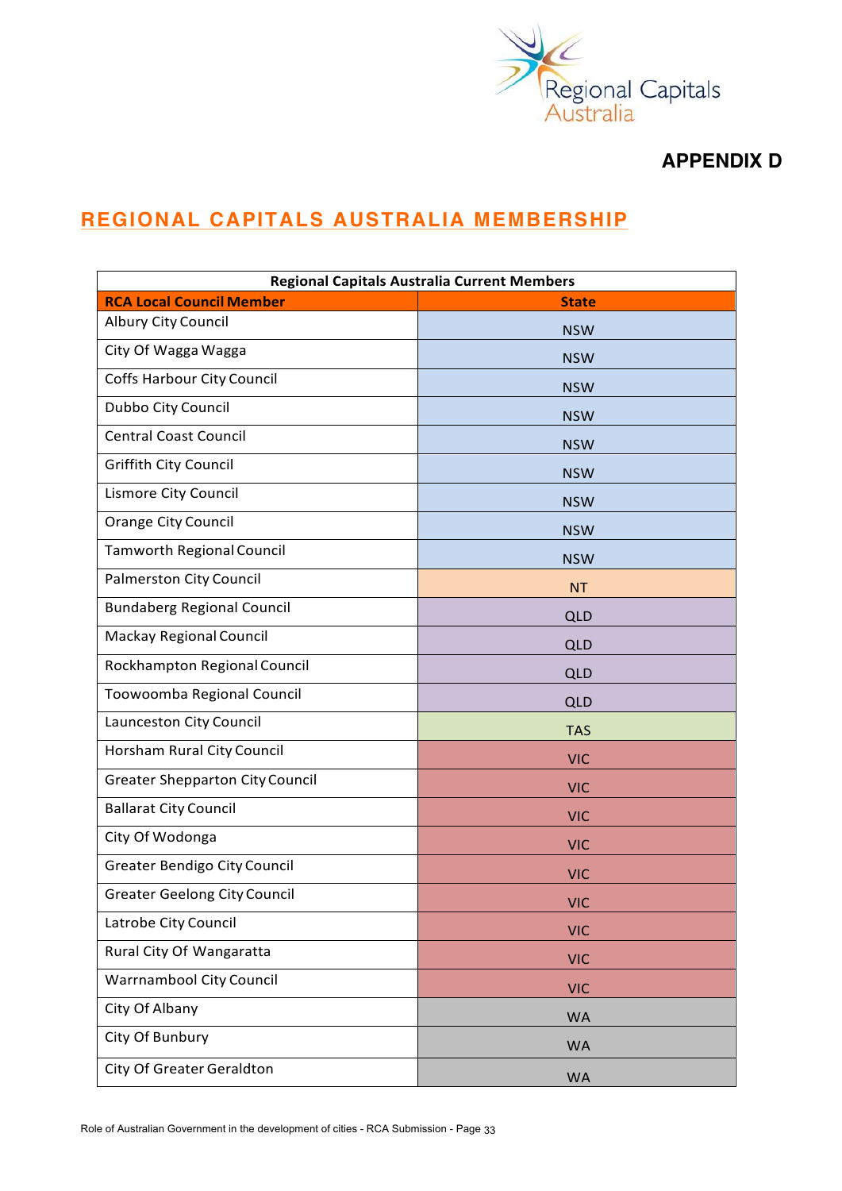Regional Capitals Australia

**APPENDIX D**

## REGIONAL CAPITALS AUSTRALIA MEMBERSHIP

| Regional Capitals Australia Current Members | |
|---|---|
| **RCA Local Council Member** | **State** |
| Albury City Council | NSW |
| City Of Wagga Wagga | NSW |
| Coffs Harbour City Council | NSW |
| Dubbo City Council | NSW |
| Central Coast Council | NSW |
| Griffith City Council | NSW |
| Lismore City Council | NSW |
| Orange City Council | NSW |
| Tamworth Regional Council | NSW |
| Palmerston City Council | NT |
| Bundaberg Regional Council | QLD |
| Mackay Regional Council | QLD |
| Rockhampton Regional Council | QLD |
| Toowoomba Regional Council | QLD |
| Launceston City Council | TAS |
| Horsham Rural City Council | VIC |
| Greater Shepparton City Council | VIC |
| Ballarat City Council | VIC |
| City Of Wodonga | VIC |
| Greater Bendigo City Council | VIC |
| Greater Geelong City Council | VIC |
| Latrobe City Council | VIC |
| Rural City Of Wangaratta | VIC |
| Warrnambool City Council | VIC |
| City Of Albany | WA |
| City Of Bunbury | WA |
| City Of Greater Geraldton | WA |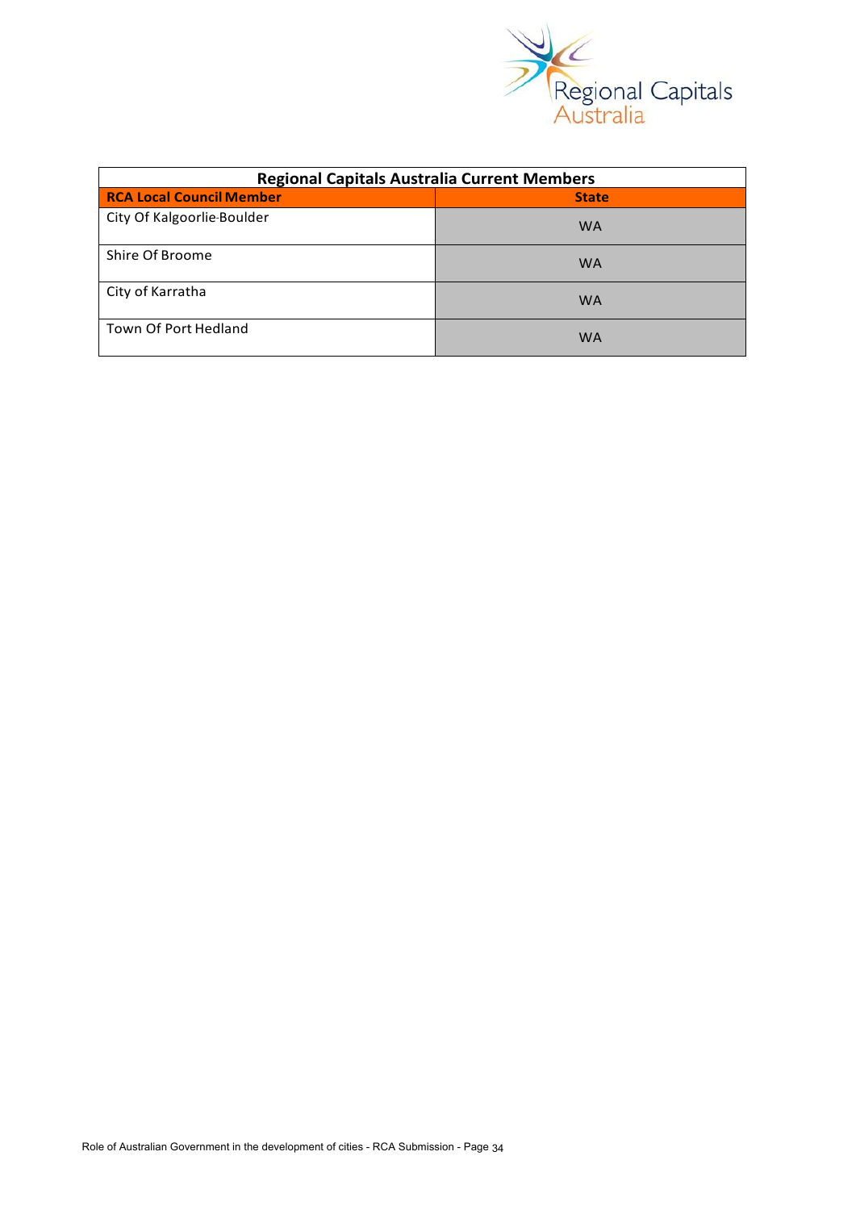| Regional Capitals Australia Current Members | |
|---|---|
| **RCA Local Council Member** | **State** |
| City Of Kalgoorlie-Boulder | WA |
| Shire Of Broome | WA |
| City of Karratha | WA |
| Town Of Port Hedland | WA |